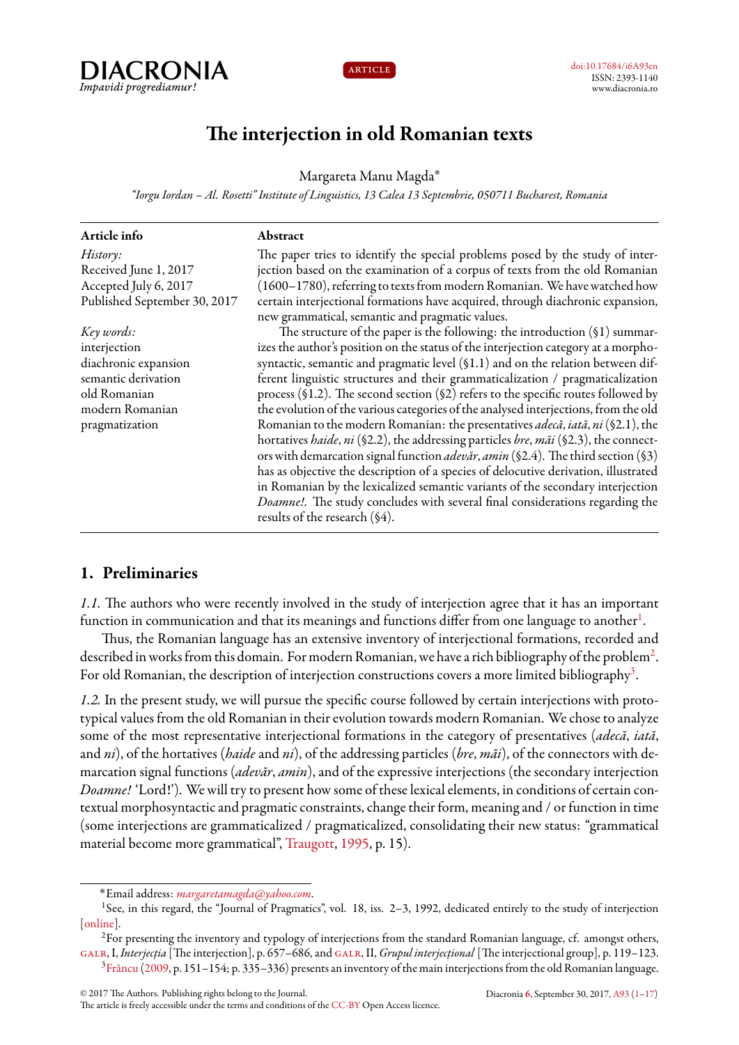DIACRONIA
*Impavidi progrediamur!*

ARTICLE

doi:10.17684/i6A93en
ISSN: 2393-1140
www.diacronia.ro

# The interjection in old Romanian texts

Margareta Manu Magda*

*"Iorgu Iordan – Al. Rosetti" Institute of Linguistics, 13 Calea 13 Septembrie, 050711 Bucharest, Romania*

**Article info**

*History:*
Received June 1, 2017
Accepted July 6, 2017
Published September 30, 2017

*Key words:*
interjection
diachronic expansion
semantic derivation
old Romanian
modern Romanian
pragmatization

**Abstract**

The paper tries to identify the special problems posed by the study of interjection based on the examination of a corpus of texts from the old Romanian (1600–1780), referring to texts from modern Romanian. We have watched how certain interjectional formations have acquired, through diachronic expansion, new grammatical, semantic and pragmatic values.

The structure of the paper is the following: the introduction (§1) summarizes the author's position on the status of the interjection category at a morphosyntactic, semantic and pragmatic level (§1.1) and on the relation between different linguistic structures and their grammaticalization / pragmaticalization process (§1.2). The second section (§2) refers to the specific routes followed by the evolution of the various categories of the analysed interjections, from the old Romanian to the modern Romanian: the presentatives *adecă*, *iată*, *ni* (§2.1), the hortatives *haide*, *ni* (§2.2), the addressing particles *bre*, *măi* (§2.3), the connectors with demarcation signal function *adevăr*, *amin* (§2.4). The third section (§3) has as objective the description of a species of delocutive derivation, illustrated in Romanian by the lexicalized semantic variants of the secondary interjection *Doamne!*. The study concludes with several final considerations regarding the results of the research (§4).

## 1. Preliminaries

*1.1.* The authors who were recently involved in the study of interjection agree that it has an important function in communication and that its meanings and functions differ from one language to another[1].

Thus, the Romanian language has an extensive inventory of interjectional formations, recorded and described in works from this domain. For modern Romanian, we have a rich bibliography of the problem[2]. For old Romanian, the description of interjection constructions covers a more limited bibliography[3].

*1.2.* In the present study, we will pursue the specific course followed by certain interjections with prototypical values from the old Romanian in their evolution towards modern Romanian. We chose to analyze some of the most representative interjectional formations in the category of presentatives (*adecă*, *iată*, and *ni*), of the hortatives (*haide* and *ni*), of the addressing particles (*bre*, *măi*), of the connectors with demarcation signal functions (*adevăr*, *amin*), and of the expressive interjections (the secondary interjection *Doamne!* 'Lord!'). We will try to present how some of these lexical elements, in conditions of certain contextual morphosyntactic and pragmatic constraints, change their form, meaning and / or function in time (some interjections are grammaticalized / pragmaticalized, consolidating their new status: "grammatical material become more grammatical", Traugott, 1995, p. 15).

---

*Email address: *margaretamagda@yahoo.com*.

[1]See, in this regard, the "Journal of Pragmatics", vol. 18, iss. 2–3, 1992, dedicated entirely to the study of interjection [online].

[2]For presenting the inventory and typology of interjections from the standard Romanian language, cf. amongst others, GALR, I, *Interjecția* [The interjection], p. 657–686, and GALR, II, *Grupul interjecțional* [The interjectional group], p. 119–123.

[3]Frâncu (2009, p. 151–154; p. 335–336) presents an inventory of the main interjections from the old Romanian language.

© 2017 The Authors. Publishing rights belong to the Journal.
The article is freely accessible under the terms and conditions of the CC-BY Open Access licence.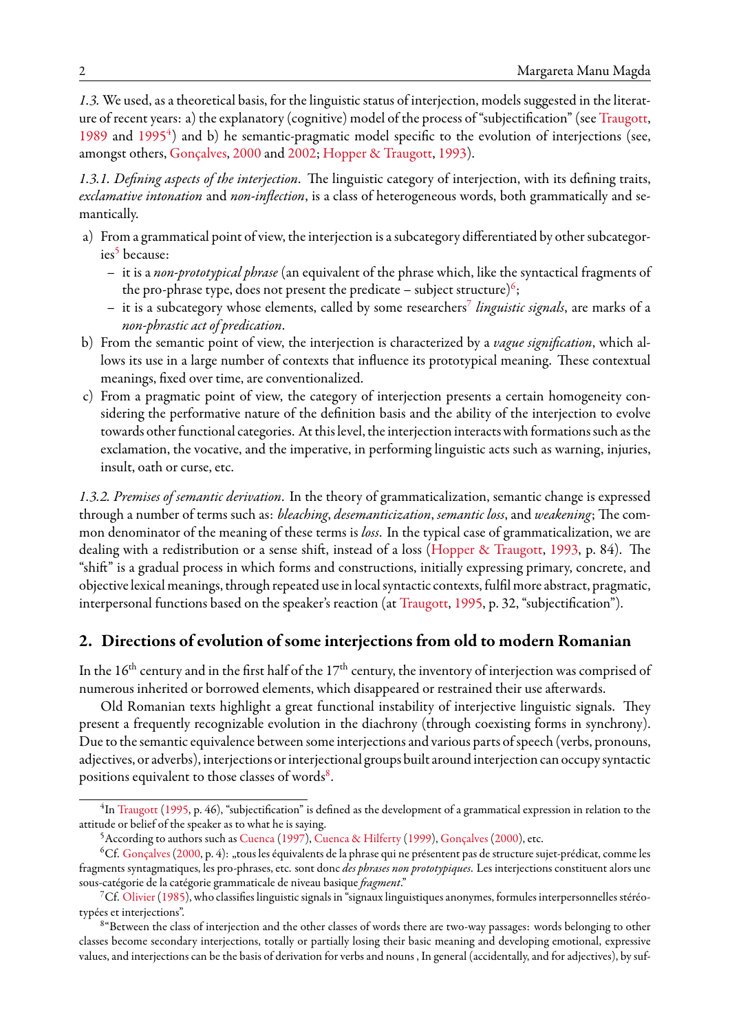*1.3.* We used, as a theoretical basis, for the linguistic status of interjection, models suggested in the literature of recent years: a) the explanatory (cognitive) model of the process of "subjectification" (see Traugott, 1989 and 1995[4]) and b) he semantic-pragmatic model specific to the evolution of interjections (see, amongst others, Gonçalves, 2000 and 2002; Hopper & Traugott, 1993).

*1.3.1. Defining aspects of the interjection*. The linguistic category of interjection, with its defining traits, *exclamative intonation* and *non-inflection*, is a class of heterogeneous words, both grammatically and semantically.

a) From a grammatical point of view, the interjection is a subcategory differentiated by other subcategories[5] because:
   - it is a *non-prototypical phrase* (an equivalent of the phrase which, like the syntactical fragments of the pro-phrase type, does not present the predicate – subject structure)[6];
   - it is a subcategory whose elements, called by some researchers[7] *linguistic signals*, are marks of a *non-phrastic act of predication*.
b) From the semantic point of view, the interjection is characterized by a *vague signification*, which allows its use in a large number of contexts that influence its prototypical meaning. These contextual meanings, fixed over time, are conventionalized.
c) From a pragmatic point of view, the category of interjection presents a certain homogeneity considering the performative nature of the definition basis and the ability of the interjection to evolve towards other functional categories. At this level, the interjection interacts with formations such as the exclamation, the vocative, and the imperative, in performing linguistic acts such as warning, injuries, insult, oath or curse, etc.

*1.3.2. Premises of semantic derivation*. In the theory of grammaticalization, semantic change is expressed through a number of terms such as: *bleaching*, *desemanticization*, *semantic loss*, and *weakening*; The common denominator of the meaning of these terms is *loss*. In the typical case of grammaticalization, we are dealing with a redistribution or a sense shift, instead of a loss (Hopper & Traugott, 1993, p. 84). The "shift" is a gradual process in which forms and constructions, initially expressing primary, concrete, and objective lexical meanings, through repeated use in local syntactic contexts, fulfil more abstract, pragmatic, interpersonal functions based on the speaker's reaction (at Traugott, 1995, p. 32, "subjectification").

## 2. Directions of evolution of some interjections from old to modern Romanian

In the 16th century and in the first half of the 17th century, the inventory of interjection was comprised of numerous inherited or borrowed elements, which disappeared or restrained their use afterwards.

Old Romanian texts highlight a great functional instability of interjective linguistic signals. They present a frequently recognizable evolution in the diachrony (through coexisting forms in synchrony). Due to the semantic equivalence between some interjections and various parts of speech (verbs, pronouns, adjectives, or adverbs), interjections or interjectional groups built around interjection can occupy syntactic positions equivalent to those classes of words[8].

---

[4] In Traugott (1995, p. 46), "subjectification" is defined as the development of a grammatical expression in relation to the attitude or belief of the speaker as to what he is saying.

[5] According to authors such as Cuenca (1997), Cuenca & Hilferty (1999), Gonçalves (2000), etc.

[6] Cf. Gonçalves (2000, p. 4): „tous les équivalents de la phrase qui ne présentent pas de structure sujet-prédicat, comme les fragments syntagmatiques, les pro-phrases, etc. sont donc *des phrases non prototypiques*. Les interjections constituent alors une sous-catégorie de la catégorie grammaticale de niveau basique *fragment*."

[7] Cf. Olivier (1985), who classifies linguistic signals in "signaux linguistiques anonymes, formules interpersonnelles stéréotypées et interjections".

[8] "Between the class of interjection and the other classes of words there are two-way passages: words belonging to other classes become secondary interjections, totally or partially losing their basic meaning and developing emotional, expressive values, and interjections can be the basis of derivation for verbs and nouns , In general (accidentally, and for adjectives), by suf-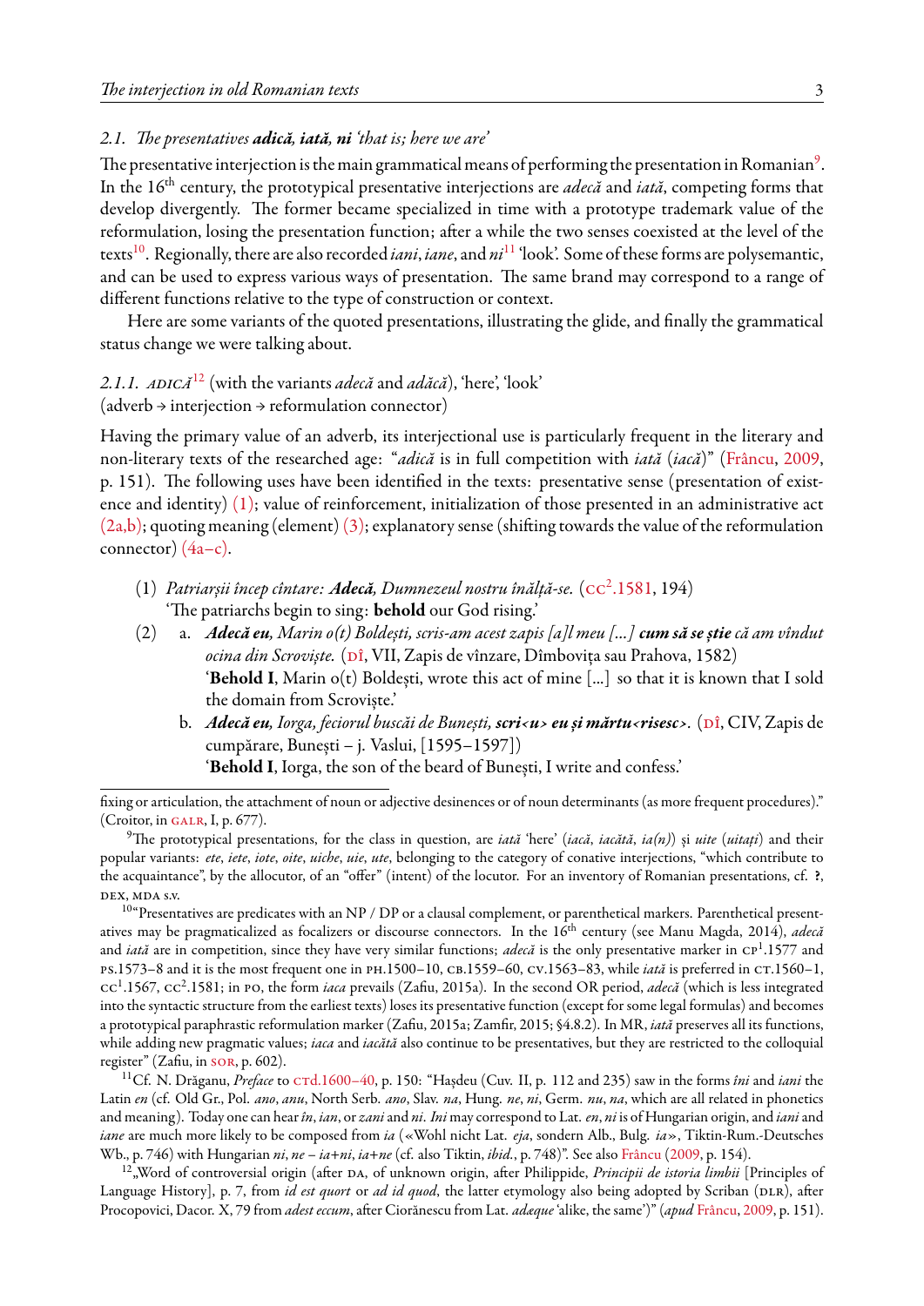### 2.1. *The presentatives* ***adică, iată, ni*** *'that is; here we are'*

The presentative interjection is the main grammatical means of performing the presentation in Romanian[9]. In the 16th century, the prototypical presentative interjections are *adecă* and *iată*, competing forms that develop divergently. The former became specialized in time with a prototype trademark value of the reformulation, losing the presentation function; after a while the two senses coexisted at the level of the texts[10]. Regionally, there are also recorded *iani*, *iane*, and *ni*[11] 'look'. Some of these forms are polysemantic, and can be used to express various ways of presentation. The same brand may correspond to a range of different functions relative to the type of construction or context.

Here are some variants of the quoted presentations, illustrating the glide, and finally the grammatical status change we were talking about.

#### 2.1.1. ADICĂ[12] (with the variants *adecă* and *adăcă*), 'here', 'look' (adverb → interjection → reformulation connector)

Having the primary value of an adverb, its interjectional use is particularly frequent in the literary and non-literary texts of the researched age: "*adică* is in full competition with *iată* (*iacă*)" (Frâncu, 2009, p. 151). The following uses have been identified in the texts: presentative sense (presentation of existence and identity) (1); value of reinforcement, initialization of those presented in an administrative act (2a,b); quoting meaning (element) (3); explanatory sense (shifting towards the value of the reformulation connector) (4a–c).

(1) *Patriarșii încep cîntare:* ***Adecă****, Dumnezeul nostru înălță-se.* (CC².1581, 194)
'The patriarchs begin to sing: **behold** our God rising.'

(2) a. ***Adecă eu****, Marin o(t) Boldești, scris-am acest zapis [a]l meu [...]* ***cum să se știe*** *că am vîndut ocina din Scroviște.* (DÎ, VII, Zapis de vînzare, Dîmbovița sau Prahova, 1582)
'**Behold I**, Marin o(t) Boldești, wrote this act of mine [...] so that it is known that I sold the domain from Scroviște.'

b. ***Adecă eu****, Iorga, feciorul buscăi de Bunești,* ***scri<u> eu și mărtu<risesc>***. (DÎ, CIV, Zapis de cumpărare, Bunești – j. Vaslui, [1595–1597])
'**Behold I**, Iorga, the son of the beard of Bunești, I write and confess.'

---

fixing or articulation, the attachment of noun or adjective desinences or of noun determinants (as more frequent procedures)." (Croitor, in GALR, I, p. 677).

[9] The prototypical presentations, for the class in question, are *iată* 'here' (*iacă*, *iacătă*, *ia(n)*) și *uite* (*uitați*) and their popular variants: *ete*, *iete*, *iote*, *oite*, *uiche*, *uie*, *ute*, belonging to the category of conative interjections, "which contribute to the acquaintance", by the allocutor, of an "offer" (intent) of the locutor. For an inventory of Romanian presentations, cf. **?**, DEX, MDA s.v.

[10] "Presentatives are predicates with an NP / DP or a clausal complement, or parenthetical markers. Parenthetical presentatives may be pragmaticalized as focalizers or discourse connectors. In the 16th century (see Manu Magda, 2014), *adecă* and *iată* are in competition, since they have very similar functions; *adecă* is the only presentative marker in CP¹.1577 and PS.1573–8 and it is the most frequent one in PH.1500–10, CB.1559–60, CV.1563–83, while *iată* is preferred in CT.1560–1, CC¹.1567, CC².1581; in PO, the form *iaca* prevails (Zafiu, 2015a). In the second OR period, *adecă* (which is less integrated into the syntactic structure from the earliest texts) loses its presentative function (except for some legal formulas) and becomes a prototypical paraphrastic reformulation marker (Zafiu, 2015a; Zamfir, 2015; §4.8.2). In MR, *iată* preserves all its functions, while adding new pragmatic values; *iaca* and *iacătă* also continue to be presentatives, but they are restricted to the colloquial register" (Zafiu, in SOR, p. 602).

[11] Cf. N. Drăganu, *Preface* to CTd.1600–40, p. 150: "Hașdeu (Cuv. II, p. 112 and 235) saw in the forms *îni* and *iani* the Latin *en* (cf. Old Gr., Pol. *ano*, *anu*, North Serb. *ano*, Slav. *na*, Hung. *ne*, *ni*, Germ. *nu*, *na*, which are all related in phonetics and meaning). Today one can hear *în*, *ian*, or *zani* and *ni*. *Ini* may correspond to Lat. *en*, *ni* is of Hungarian origin, and *iani* and *iane* are much more likely to be composed from *ia* («Wohl nicht Lat. *eja*, sondern Alb., Bulg. *ia*», Tiktin-Rum.-Deutsches Wb., p. 746) with Hungarian *ni*, *ne* – *ia*+*ni*, *ia*+*ne* (cf. also Tiktin, *ibid.*, p. 748)". See also Frâncu (2009, p. 154).

[12] „Word of controversial origin (after DA, of unknown origin, after Philippide, *Principii de istoria limbii* [Principles of Language History], p. 7, from *id est quort* or *ad id quod*, the latter etymology also being adopted by Scriban (DLR), after Procopovici, Dacor. X, 79 from *adest eccum*, after Ciorănescu from Lat. *adæque* 'alike, the same')" (*apud* Frâncu, 2009, p. 151).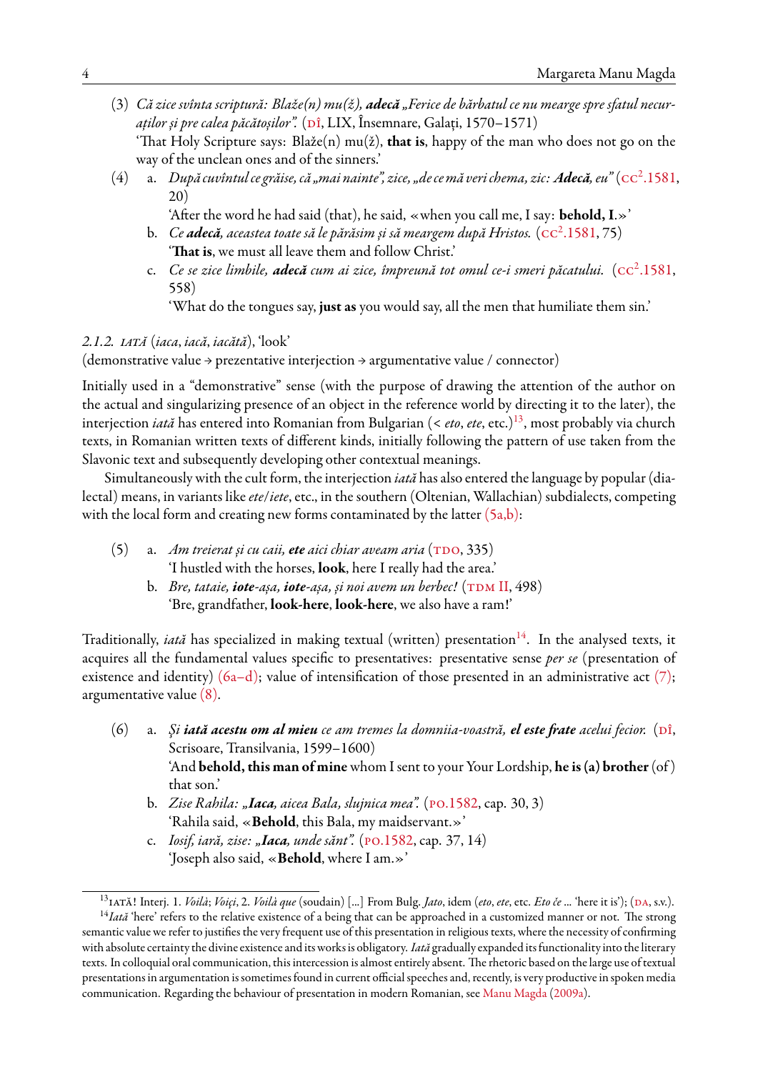(3) *Că zice svînta scriptură: Blaže(n) mu(ž), **adecă** „Ferice de bărbatul ce nu mearge spre sfatul necurați­lor și pre calea păcătoșilor”.* (DÎ, LIX, Însemnare, Galați, 1570–1571)
'That Holy Scripture says: Blaže(n) mu(ž), **that is**, happy of the man who does not go on the way of the unclean ones and of the sinners.'

(4) a. *După cuvîntul ce grăise, că „mai nainte”, zice, „de ce mă veri chema, zic: **Adecă**, eu”* (CC².1581, 20)
'After the word he had said (that), he said, «when you call me, I say: **behold, I**.»'

b. *Ce **adecă**, aceastea toate să le părăsim și să meargem după Hristos.* (CC².1581, 75)
'**That is**, we must all leave them and follow Christ.'

c. *Ce se zice limbile, **adecă** cum ai zice, împreună tot omul ce-i smeri păcatului.* (CC².1581, 558)
'What do the tongues say, **just as** you would say, all the men that humiliate them sin.'

*2.1.2.* IATĂ (*iaca*, *iacă*, *iacătă*), 'look'
(demonstrative value → prezentative interjection → argumentative value / connector)

Initially used in a "demonstrative" sense (with the purpose of drawing the attention of the author on the actual and singularizing presence of an object in the reference world by directing it to the later), the interjection *iată* has entered into Romanian from Bulgarian (< *eto*, *ete*, etc.)[13], most probably via church texts, in Romanian written texts of different kinds, initially following the pattern of use taken from the Slavonic text and subsequently developing other contextual meanings.

Simultaneously with the cult form, the interjection *iată* has also entered the language by popular (dialectal) means, in variants like *ete*/*iete*, etc., in the southern (Oltenian, Wallachian) subdialects, competing with the local form and creating new forms contaminated by the latter (5a,b):

(5) a. *Am treierat și cu caii, **ete** aici chiar aveam aria* (TDO, 335)
'I hustled with the horses, **look**, here I really had the area.'

b. *Bre, tataie, **iote**-așa, **iote**-așa, și noi avem un berbec!* (TDM II, 498)
'Bre, grandfather, **look-here**, **look-here**, we also have a ram!'

Traditionally, *iată* has specialized in making textual (written) presentation[14]. In the analysed texts, it acquires all the fundamental values specific to presentatives: presentative sense *per se* (presentation of existence and identity) (6a–d); value of intensification of those presented in an administrative act (7); argumentative value (8).

(6) a. *Și **iată acestu om al mieu** ce am tremes la domniia-voastră, **el este frate** acelui fecior.* (DÎ, Scrisoare, Transilvania, 1599–1600)
'And **behold, this man of mine** whom I sent to your Your Lordship, **he is (a) brother** (of) that son.'

b. *Zise Rahila: „**Iaca**, aicea Bala, slujnica mea”.* (PO.1582, cap. 30, 3)
'Rahila said, «**Behold**, this Bala, my maidservant.»'

c. *Iosif, iară, zise: „**Iaca**, unde sănt”.* (PO.1582, cap. 37, 14)
'Joseph also said, «**Behold**, where I am.»'

---

[13] IATĂ! Interj. 1. *Voilà*; *Voiçi*, 2. *Voilà que* (soudain) [...] From Bulg. *Jato*, idem (*eto*, *ete*, etc. *Eto če* ... 'here it is'); (DA, s.v.).

[14] *Iată* 'here' refers to the relative existence of a being that can be approached in a customized manner or not. The strong semantic value we refer to justifies the very frequent use of this presentation in religious texts, where the necessity of confirming with absolute certainty the divine existence and its works is obligatory. *Iată* gradually expanded its functionality into the literary texts. In colloquial oral communication, this intercession is almost entirely absent. The rhetoric based on the large use of textual presentations in argumentation is sometimes found in current official speeches and, recently, is very productive in spoken media communication. Regarding the behaviour of presentation in modern Romanian, see Manu Magda (2009a).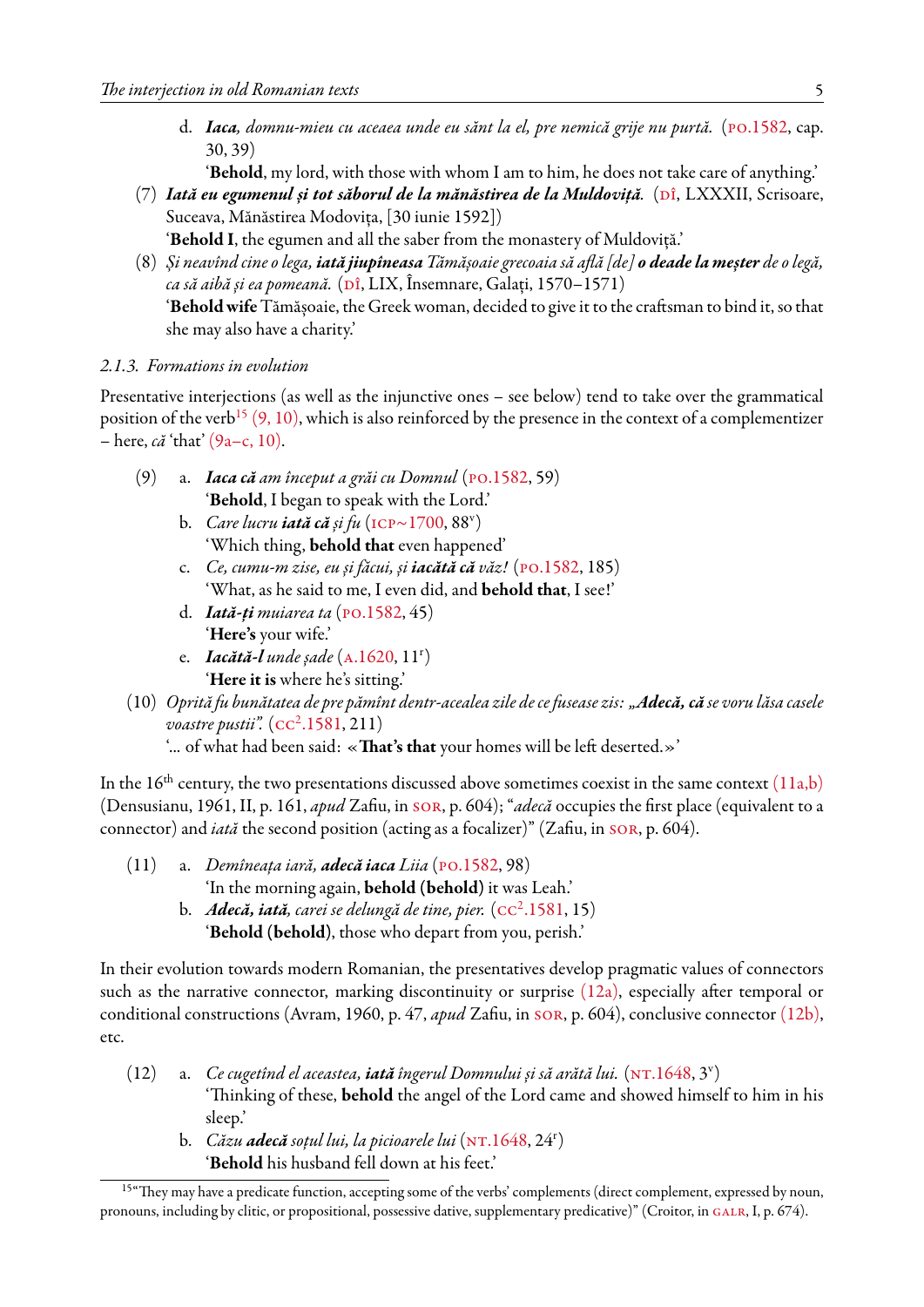d. ***Iaca***, *domnu-mieu cu aceaea unde eu sănt la el, pre nemică grije nu purtă.* (PO.1582, cap. 30, 39)
'**Behold**, my lord, with those with whom I am to him, he does not take care of anything.'

(7) ***Iată eu egumenul și tot săborul de la mănăstirea de la Muldoviță.*** (DÎ, LXXXII, Scrisoare, Suceava, Mănăstirea Modovița, [30 iunie 1592])
'**Behold I**, the egumen and all the saber from the monastery of Muldoviță.'

(8) *Și neavînd cine o lega,* ***iată jiupîneasa*** *Tămășoaie grecoaia să află [de]* ***o deade la meșter*** *de o legă, ca să aibă și ea pomeană.* (DÎ, LIX, Însemnare, Galați, 1570–1571)
'**Behold wife** Tămășoaie, the Greek woman, decided to give it to the craftsman to bind it, so that she may also have a charity.'

### 2.1.3. Formations in evolution

Presentative interjections (as well as the injunctive ones – see below) tend to take over the grammatical position of the verb[15] (9, 10), which is also reinforced by the presence in the context of a complementizer – here, *că* 'that' (9a–c, 10).

(9) a. ***Iaca că*** *am început a grăi cu Domnul* (PO.1582, 59)
'**Behold**, I began to speak with the Lord.'

b. *Care lucru* ***iată că*** *și fu* (ICP~1700, 88v)
'Which thing, **behold that** even happened'

c. *Ce, cumu-m zise, eu și făcui, și* ***iacătă că*** *văz!* (PO.1582, 185)
'What, as he said to me, I even did, and **behold that**, I see!'

d. ***Iată-ți*** *muiarea ta* (PO.1582, 45)
'**Here's** your wife.'

e. ***Iacătă-l*** *unde șade* (A.1620, 11r)
'**Here it is** where he's sitting.'

(10) *Oprită fu bunătatea de pre pămînt dentr-acealea zile de ce fusease zis: „****Adecă, că*** *se voru lăsa casele voastre pustii".* (CC².1581, 211)
'... of what had been said: «**That's that** your homes will be left deserted.»'

In the 16th century, the two presentations discussed above sometimes coexist in the same context (11a,b) (Densusianu, 1961, II, p. 161, *apud* Zafiu, in SOR, p. 604); "*adecă* occupies the first place (equivalent to a connector) and *iată* the second position (acting as a focalizer)" (Zafiu, in SOR, p. 604).

(11) a. *Demîneața iară,* ***adecă iaca*** *Liia* (PO.1582, 98)
'In the morning again, **behold (behold)** it was Leah.'

b. ***Adecă, iată,*** *carei se delungă de tine, pier.* (CC².1581, 15)
'**Behold (behold)**, those who depart from you, perish.'

In their evolution towards modern Romanian, the presentatives develop pragmatic values of connectors such as the narrative connector, marking discontinuity or surprise (12a), especially after temporal or conditional constructions (Avram, 1960, p. 47, *apud* Zafiu, in SOR, p. 604), conclusive connector (12b), etc.

(12) a. *Ce cugetînd el aceastea,* ***iată*** *îngerul Domnului și să arătă lui.* (NT.1648, 3v)
'Thinking of these, **behold** the angel of the Lord came and showed himself to him in his sleep.'

b. *Căzu* ***adecă*** *soțul lui, la picioarele lui* (NT.1648, 24r)
'**Behold** his husband fell down at his feet.'

---

[15] "They may have a predicate function, accepting some of the verbs' complements (direct complement, expressed by noun, pronouns, including by clitic, or propositional, possessive dative, supplementary predicative)" (Croitor, in GALR, I, p. 674).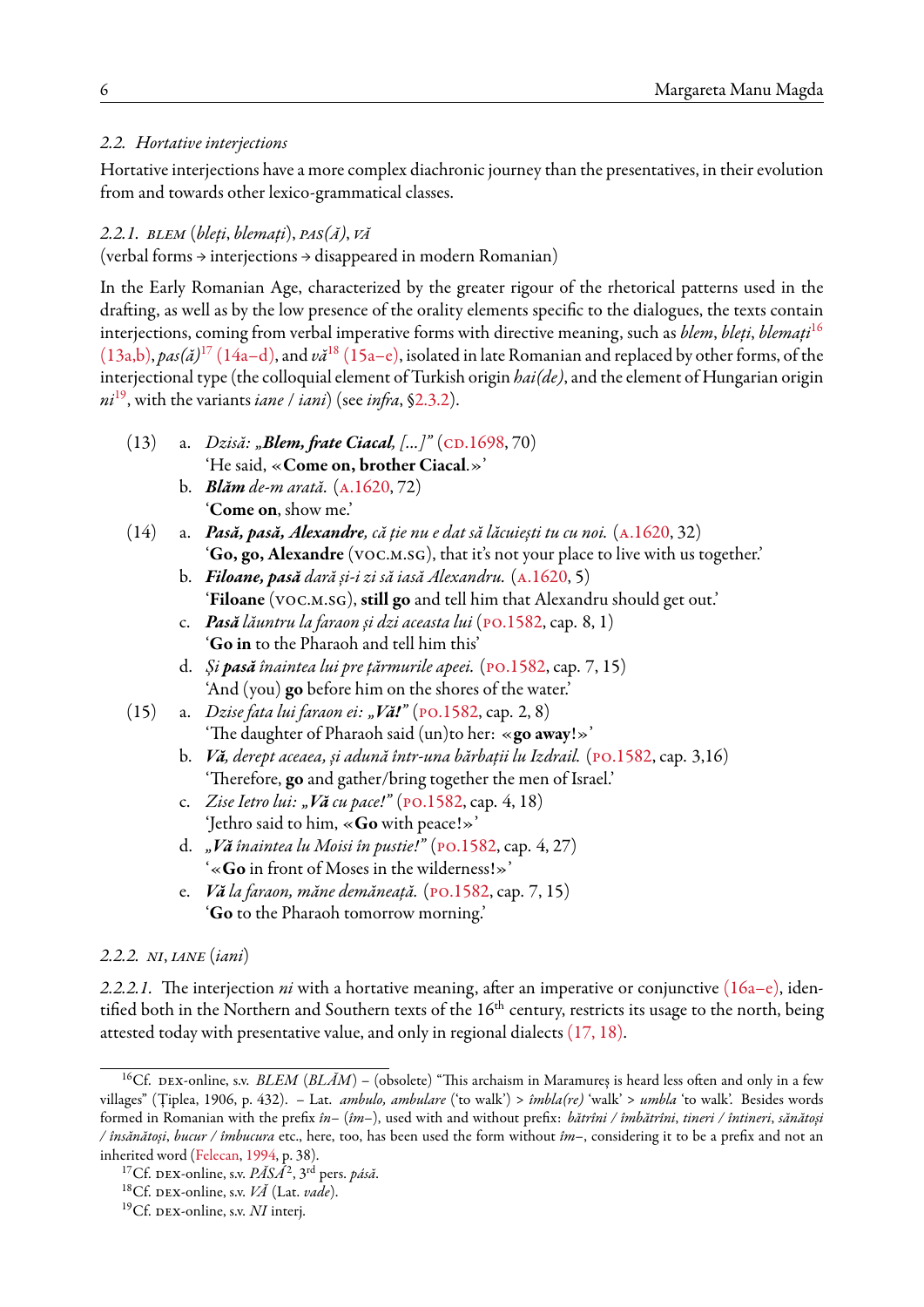### 2.2. *Hortative interjections*

Hortative interjections have a more complex diachronic journey than the presentatives, in their evolution from and towards other lexico-grammatical classes.

#### 2.2.1. BLEM (*bleți*, *blemați*), PAS(Ă), VĂ

(verbal forms → interjections → disappeared in modern Romanian)

In the Early Romanian Age, characterized by the greater rigour of the rhetorical patterns used in the drafting, as well as by the low presence of the orality elements specific to the dialogues, the texts contain interjections, coming from verbal imperative forms with directive meaning, such as *blem*, *bleți*, *blemați*[16] (13a,b), *pas(ă)*[17] (14a–d), and *vă*[18] (15a–e), isolated in late Romanian and replaced by other forms, of the interjectional type (the colloquial element of Turkish origin *hai(de)*, and the element of Hungarian origin *ni*[19], with the variants *iane* / *iani*) (see *infra*, §2.3.2).

(13) a. *Dzisă: **„Blem, frate Ciacal,** [...]”* (CD.1698, 70)
'He said, «**Come on, brother Ciacal**.»'

b. ***Blăm** de-m arată.* (A.1620, 72)
'**Come on**, show me.'

(14) a. ***Pasă, pasă, Alexandre,** că ție nu e dat să lăcuiești tu cu noi.* (A.1620, 32)
'**Go, go, Alexandre** (VOC.M.SG), that it's not your place to live with us together.'

b. ***Filoane, pasă** dară și-i zi să iasă Alexandru.* (A.1620, 5)
'**Filoane** (VOC.M.SG), **still go** and tell him that Alexandru should get out.'

c. ***Pasă** lăuntru la faraon și dzi aceasta lui* (PO.1582, cap. 8, 1)
'**Go in** to the Pharaoh and tell him this'

d. *Și **pasă** înaintea lui pre țărmurile apeei.* (PO.1582, cap. 7, 15)
'And (you) **go** before him on the shores of the water.'

(15) a. *Dzise fata lui faraon ei: „**Vă!**”* (PO.1582, cap. 2, 8)
'The daughter of Pharaoh said (un)to her: «**go away**!»'

b. ***Vă**, derept aceaea, și adună într-una bărbații lu Izdrail.* (PO.1582, cap. 3,16)
'Therefore, **go** and gather/bring together the men of Israel.'

c. *Zise Ietro lui: „**Vă** cu pace!”* (PO.1582, cap. 4, 18)
'Jethro said to him, «**Go** with peace!»'

d. *„**Vă** înaintea lu Moisi în pustie!”* (PO.1582, cap. 4, 27)
'«**Go** in front of Moses in the wilderness!»'

e. ***Vă** la faraon, măne demăneață.* (PO.1582, cap. 7, 15)
'**Go** to the Pharaoh tomorrow morning.'

#### 2.2.2. NI, IANE (*iani*)

*2.2.2.1.* The interjection *ni* with a hortative meaning, after an imperative or conjunctive (16a–e), identified both in the Northern and Southern texts of the 16th century, restricts its usage to the north, being attested today with presentative value, and only in regional dialects (17, 18).

---

[16] Cf. DEX-online, s.v. *BLEM* (*BLĂM*) – (obsolete) “This archaism in Maramureș is heard less often and only in a few villages” (Țiplea, 1906, p. 432). – Lat. *ambulo, ambulare* ('to walk') > *îmbla(re)* 'walk' > *umbla* 'to walk'. Besides words formed in Romanian with the prefix *în–* (*îm–*), used with and without prefix: *bătrîni / îmbătrîni*, *tineri / întineri*, *sănătoși / însănătoși*, *bucur / îmbucura* etc., here, too, has been used the form without *îm–*, considering it to be a prefix and not an inherited word (Felecan, 1994, p. 38).

[17] Cf. DEX-online, s.v. *PĂSÁ*², 3rd pers. *pásă*.

[18] Cf. DEX-online, s.v. *VĂ* (Lat. *vade*).

[19] Cf. DEX-online, s.v. *NI* interj.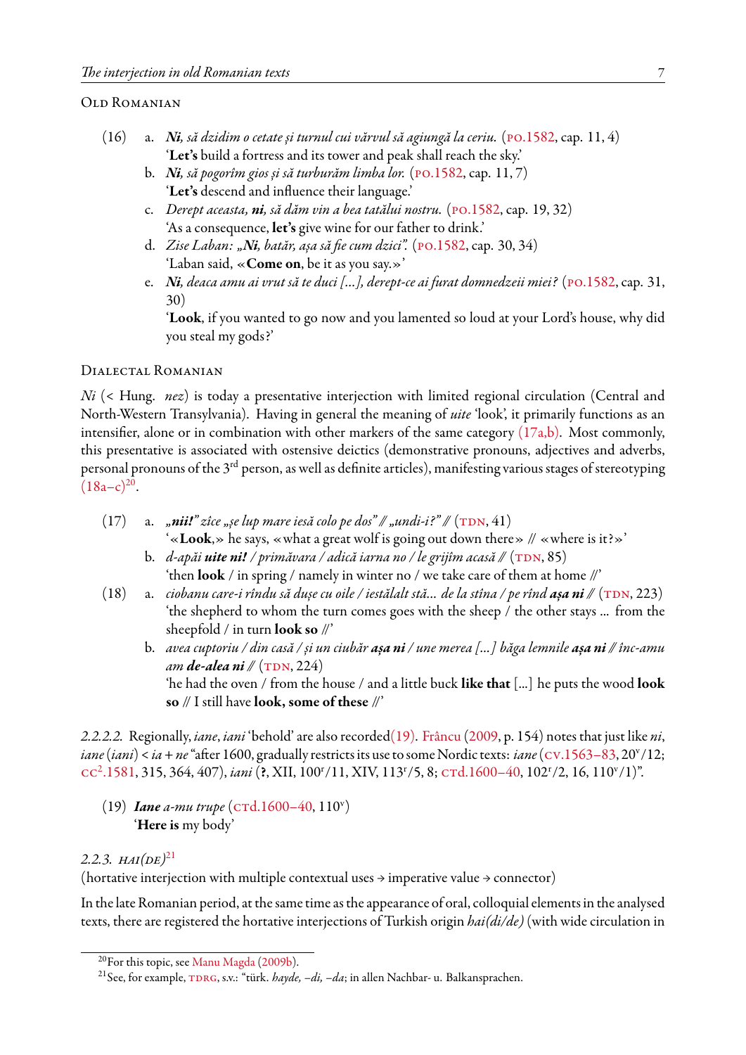Old Romanian

(16) a. ***Ni**, să dzidim o cetate și turnul cui vărvul să agiungă la ceriu.* (PO.1582, cap. 11, 4)
'**Let's** build a fortress and its tower and peak shall reach the sky.'

b. ***Ni**, să pogorîm gios și să turburăm limba lor.* (PO.1582, cap. 11, 7)
'**Let's** descend and influence their language.'

c. *Derept aceasta, **ni**, să dăm vin a bea tatălui nostru.* (PO.1582, cap. 19, 32)
'As a consequence, **let's** give wine for our father to drink.'

d. *Zise Laban: „**Ni**, batăr, așa să fie cum dzici".* (PO.1582, cap. 30, 34)
'Laban said, «**Come on**, be it as you say.»'

e. ***Ni**, deaca amu ai vrut să te duci [...], derept-ce ai furat domnedzeii miei?* (PO.1582, cap. 31, 30)
'**Look**, if you wanted to go now and you lamented so loud at your Lord's house, why did you steal my gods?'

Dialectal Romanian

*Ni* (< Hung. *nez*) is today a presentative interjection with limited regional circulation (Central and North-Western Transylvania). Having in general the meaning of *uite* 'look', it primarily functions as an intensifier, alone or in combination with other markers of the same category (17a,b). Most commonly, this presentative is associated with ostensive deictics (demonstrative pronouns, adjectives and adverbs, personal pronouns of the 3rd person, as well as definite articles), manifesting various stages of stereotyping (18a–c)[20].

(17) a. *„**nii!**" zîce „șe lup mare iesă colo pe dos" // „undi-i?" //* (TDN, 41)
'«**Look**,» he says, «what a great wolf is going out down there» // «where is it?»'

b. *d-apăi **uite ni!** / primăvara / adică iarna no / le grijîm acasă //* (TDN, 85)
'then **look** / in spring / namely in winter no / we take care of them at home //'

(18) a. *ciobanu care-i rîndu să duşe cu oile / iestălalt stă... de la stîna / pe rînd **așa ni** //* (TDN, 223)
'the shepherd to whom the turn comes goes with the sheep / the other stays ... from the sheepfold / in turn **look so** //'

b. *avea cuptoriu / din casă / și un ciubăr **așa ni** / une merea [...] băga lemnile **așa ni** // înc-amu am **de-alea ni** //* (TDN, 224)
'he had the oven / from the house / and a little buck **like that** [...] he puts the wood **look so** // I still have **look, some of these** //'

*2.2.2.2.* Regionally, *iane*, *iani* 'behold' are also recorded(19). Frâncu (2009, p. 154) notes that just like *ni*, *iane* (*iani*) < *ia* + *ne* "after 1600, gradually restricts its use to some Nordic texts: *iane* (CV.1563–83, 20v/12; CC².1581, 315, 364, 407), *iani* (**?**, XII, 100r/11, XIV, 113r/5, 8; CTd.1600–40, 102r/2, 16, 110v/1)".

(19) ***Iane** a-mu trupe* (CTd.1600–40, 110v)
'**Here is** my body'

*2.2.3. HAI(DE)*[21]

(hortative interjection with multiple contextual uses → imperative value → connector)

In the late Romanian period, at the same time as the appearance of oral, colloquial elements in the analysed texts, there are registered the hortative interjections of Turkish origin *hai(di/de)* (with wide circulation in

[20] For this topic, see Manu Magda (2009b).

[21] See, for example, TDRG, s.v.: "türk. *hayde, –di, –da*; in allen Nachbar- u. Balkansprachen.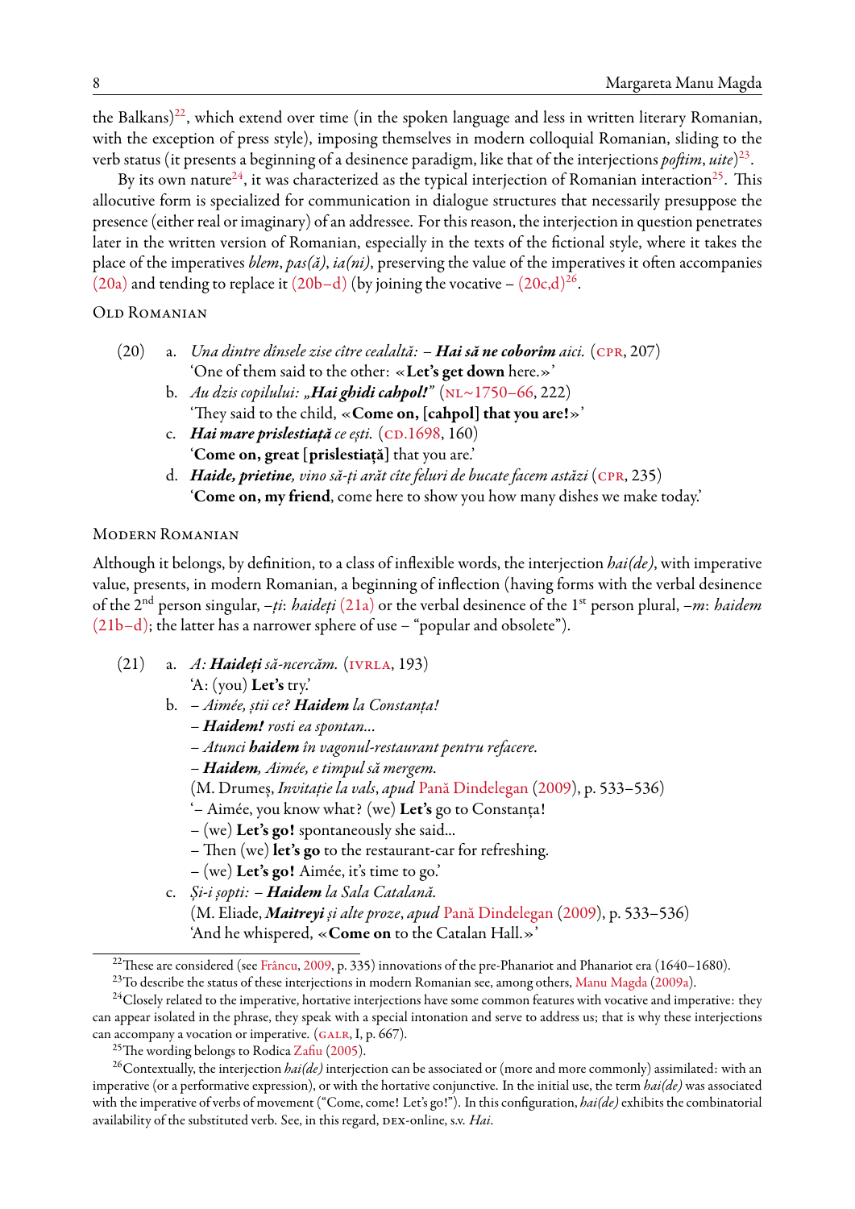the Balkans)[22], which extend over time (in the spoken language and less in written literary Romanian, with the exception of press style), imposing themselves in modern colloquial Romanian, sliding to the verb status (it presents a beginning of a desinence paradigm, like that of the interjections *poftim*, *uite*)[23].

By its own nature[24], it was characterized as the typical interjection of Romanian interaction[25]. This allocutive form is specialized for communication in dialogue structures that necessarily presuppose the presence (either real or imaginary) of an addressee. For this reason, the interjection in question penetrates later in the written version of Romanian, especially in the texts of the fictional style, where it takes the place of the imperatives *blem*, *pas(ă)*, *ia(ni)*, preserving the value of the imperatives it often accompanies (20a) and tending to replace it (20b–d) (by joining the vocative – (20c,d)[26].

### Old Romanian

(20) a. *Una dintre dînsele zise cître cealaltă: –* ***Hai să ne coborîm*** *aici.* (CPR, 207)
'One of them said to the other: «**Let's get down** here.»'

b. *Au dzis copilului: „****Hai ghidi cahpol!****"* (NL~1750–66, 222)
'They said to the child, «**Come on, [cahpol] that you are!**»'

c. ***Hai mare prislestiață*** *ce ești.* (CD.1698, 160)
'**Come on, great [prislestiață]** that you are.'

d. ***Haide, prietine,*** *vino să-ți arăt cîte feluri de bucate facem astăzi* (CPR, 235)
'**Come on, my friend**, come here to show you how many dishes we make today.'

### Modern Romanian

Although it belongs, by definition, to a class of inflexible words, the interjection *hai(de)*, with imperative value, presents, in modern Romanian, a beginning of inflection (having forms with the verbal desinence of the 2nd person singular, *–ți*: *haideți* (21a) or the verbal desinence of the 1st person plural, *–m*: *haidem* (21b–d); the latter has a narrower sphere of use – "popular and obsolete").

(21) a. *A:* ***Haideți*** *să-ncercăm.* (IVRLA, 193)
'A: (you) **Let's** try.'

b. *– Aimée, știi ce?* ***Haidem*** *la Constanța!*
*–* ***Haidem!*** *rosti ea spontan…*
*– Atunci* ***haidem*** *în vagonul-restaurant pentru refacere.*
*–* ***Haidem,*** *Aimée, e timpul să mergem.*
(M. Drumeș, *Invitație la vals*, *apud* Pană Dindelegan (2009), p. 533–536)
'– Aimée, you know what? (we) **Let's** go to Constanța!
– (we) **Let's go!** spontaneously she said…
– Then (we) **let's go** to the restaurant-car for refreshing.
– (we) **Let's go!** Aimée, it's time to go.'

c. *Și-i șopti: –* ***Haidem*** *la Sala Catalană.*
(M. Eliade, ***Maitreyi*** *și alte proze*, *apud* Pană Dindelegan (2009), p. 533–536)
'And he whispered, «**Come on** to the Catalan Hall.»'

---

[22] These are considered (see Frâncu, 2009, p. 335) innovations of the pre-Phanariot and Phanariot era (1640–1680).

[23] To describe the status of these interjections in modern Romanian see, among others, Manu Magda (2009a).

[24] Closely related to the imperative, hortative interjections have some common features with vocative and imperative: they can appear isolated in the phrase, they speak with a special intonation and serve to address us; that is why these interjections can accompany a vocation or imperative. (GALR, I, p. 667).

[25] The wording belongs to Rodica Zafiu (2005).

[26] Contextually, the interjection *hai(de)* interjection can be associated or (more and more commonly) assimilated: with an imperative (or a performative expression), or with the hortative conjunctive. In the initial use, the term *hai(de)* was associated with the imperative of verbs of movement ("Come, come! Let's go!"). In this configuration, *hai(de)* exhibits the combinatorial availability of the substituted verb. See, in this regard, DEX-online, s.v. *Hai*.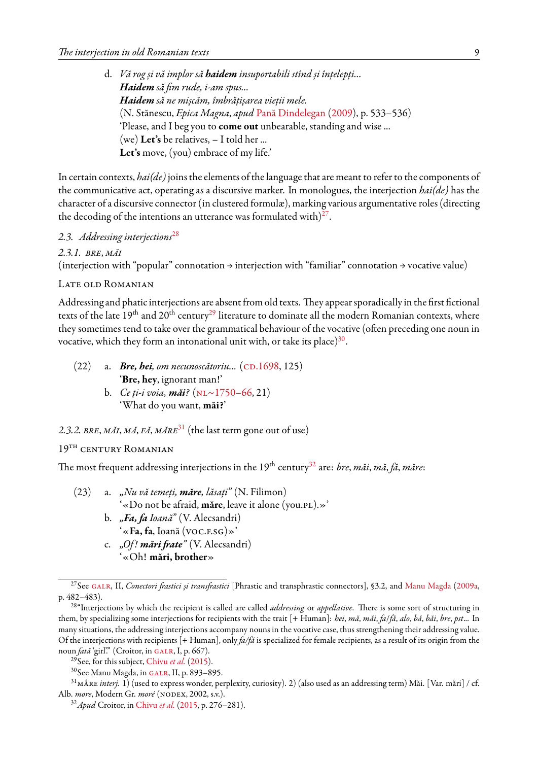d. *Vă rog și vă implor să **haidem** insuportabili stînd și înțelepți…*
*__Haidem__ să fim rude, i-am spus…*
*__Haidem__ să ne mișcăm, îmbrățișarea vieții mele.*
(N. Stănescu, *Epica Magna*, *apud* Pană Dindelegan (2009), p. 533–536)
'Please, and I beg you to **come out** unbearable, standing and wise …
(we) **Let's** be relatives, – I told her …
**Let's** move, (you) embrace of my life.'

In certain contexts, *hai(de)* joins the elements of the language that are meant to refer to the components of the communicative act, operating as a discursive marker. In monologues, the interjection *hai(de)* has the character of a discursive connector (in clustered formulæ), marking various argumentative roles (directing the decoding of the intentions an utterance was formulated with)[27].

### 2.3. Addressing interjections[28]

#### 2.3.1. BRE, MĂI

(interjection with "popular" connotation → interjection with "familiar" connotation → vocative value)

LATE OLD ROMANIAN

Addressing and phatic interjections are absent from old texts. They appear sporadically in the first fictional texts of the late 19th and 20th century[29] literature to dominate all the modern Romanian contexts, where they sometimes tend to take over the grammatical behaviour of the vocative (often preceding one noun in vocative, which they form an intonational unit with, or take its place)[30].

(22) a. ***Bre, hei**, om necunoscătoriu…* (CD.1698, 125)
'**Bre, hey**, ignorant man!'
b. *Ce ți-i voia, **măi**?* (NL~1750–66, 21)
'What do you want, **măi**?'

#### 2.3.2. BRE, MĂI, MĂ, FĂ, MĂRE[31] (the last term gone out of use)

19TH CENTURY ROMANIAN

The most frequent addressing interjections in the 19th century[32] are: *bre*, *măi*, *mă*, *fă*, *măre*:

(23) a. *„Nu vă temeți, **măre**, lăsați"* (N. Filimon)
'«Do not be afraid, **măre**, leave it alone (you.PL).»'
b. *„**Fa, fa** Ioană"* (V. Alecsandri)
'«**Fa, fa**, Ioană (VOC.F.SG)»'
c. *„Of! **mări frate**"* (V. Alecsandri)
'«Oh! **mări, brother**»

---

[27] See GALR, II, *Conectori frastici și transfrastici* [Phrastic and transphrastic connectors], §3.2, and Manu Magda (2009a, p. 482–483).

[28] "Interjections by which the recipient is called are called *addressing* or *appellative*. There is some sort of structuring in them, by specializing some interjections for recipients with the trait [+ Human]: *hei*, *mă*, *măi*, *fa/fă*, *alo*, *bă*, *băi*, *bre*, *pst*… In many situations, the addressing interjections accompany nouns in the vocative case, thus strengthening their addressing value. Of the interjections with recipients [+ Human], only *fa/fă* is specialized for female recipients, as a result of its origin from the noun *fată* 'girl'." (Croitor, in GALR, I, p. 667).

[29] See, for this subject, Chivu *et al.* (2015).

[30] See Manu Magda, in GALR, II, p. 893–895.

[31] MẮRE *interj.* 1) (used to express wonder, perplexity, curiosity). 2) (also used as an addressing term) Măi. [Var. mări] / cf. Alb. *more*, Modern Gr. *moré* (NODEX, 2002, s.v.).

[32] *Apud* Croitor, in Chivu *et al.* (2015, p. 276–281).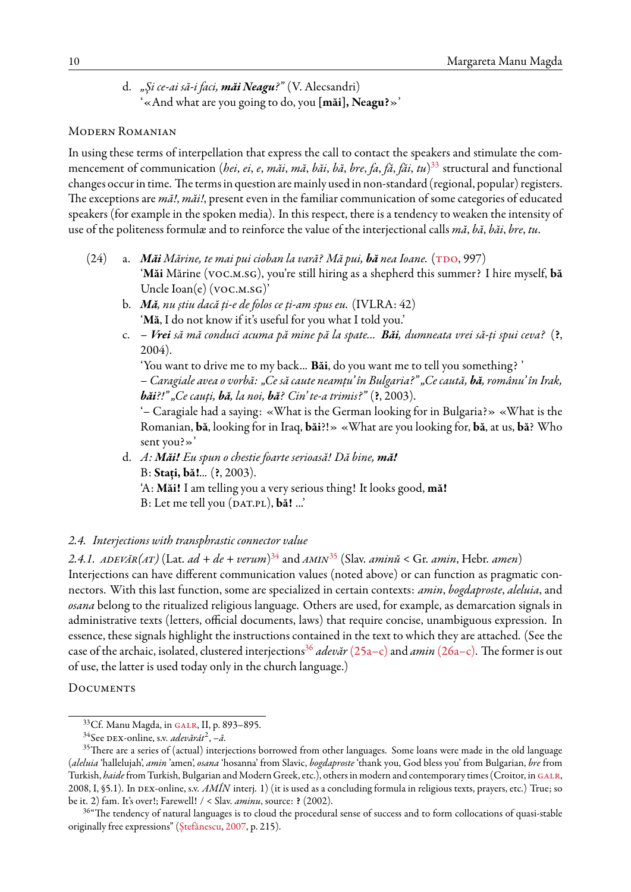d. *„Şi ce-ai să-i faci, **măi Neagu?**”* (V. Alecsandri)
'«And what are you going to do, you **[măi], Neagu?**»'

Modern Romanian

In using these terms of interpellation that express the call to contact the speakers and stimulate the commencement of communication (*hei*, *ei*, *e*, *măi*, *mă*, *băi*, *bă*, *bre*, *fa*, *fă*, *făi*, *tu*)[33] structural and functional changes occur in time. The terms in question are mainly used in non-standard (regional, popular) registers. The exceptions are *mă!*, *măi!*, present even in the familiar communication of some categories of educated speakers (for example in the spoken media). In this respect, there is a tendency to weaken the intensity of use of the politeness formulæ and to reinforce the value of the interjectional calls *mă*, *bă*, *băi*, *bre*, *tu*.

(24) a. ***Măi** Mărine, te mai pui cioban la vară? Mă pui, **bă** nea Ioane.* (TDO, 997)
'**Măi** Mărine (VOC.M.SG), you're still hiring as a shepherd this summer? I hire myself, **bă** Uncle Ioan(e) (VOC.M.SG)'

b. ***Mă**, nu ştiu dacă ţi-e de folos ce ţi-am spus eu.* (IVLRA: 42)
'**Mă**, I do not know if it's useful for you what I told you.'

c. *– **Vrei** să mă conduci acuma pă mine pă la spate... **Băi**, dumneata vrei să-ţi spui ceva?* (**?**, 2004).
'You want to drive me to my back... **Băi**, do you want me to tell you something? '
*– Caragiale avea o vorbă: „Ce să caute neamţu' în Bulgaria?” „Ce caută, **bă**, românu' în Irak, **băi**?!” „Ce cauţi, **bă**, la noi, **bă**? Cin' te-a trimis?”* (**?**, 2003).
'– Caragiale had a saying: «What is the German looking for in Bulgaria?» «What is the Romanian, **bă**, looking for in Iraq, **băi**?!» «What are you looking for, **bă**, at us, **bă**? Who sent you?»'

d. *A: **Măi!** Eu spun o chestie foarte serioasă! Dă bine, **mă!***
B: **Staţi, bă!**... (**?**, 2003).
'A: **Măi!** I am telling you a very serious thing! It looks good, **mă!**
B: Let me tell you (DAT.PL), **bă!** ...'

### 2.4. Interjections with transphrastic connector value

*2.4.1.* ADEVĂR(AT) (Lat. *ad* + *de* + *verum*)[34] and AMIN[35] (Slav. *aminŭ* < Gr. *amin*, Hebr. *amen*)
Interjections can have different communication values (noted above) or can function as pragmatic connectors. With this last function, some are specialized in certain contexts: *amin*, *bogdaproste*, *aleluia*, and *osana* belong to the ritualized religious language. Others are used, for example, as demarcation signals in administrative texts (letters, official documents, laws) that require concise, unambiguous expression. In essence, these signals highlight the instructions contained in the text to which they are attached. (See the case of the archaic, isolated, clustered interjections[36] *adevăr* (25a–c) and *amin* (26a–c). The former is out of use, the latter is used today only in the church language.)

Documents

---

[33] Cf. Manu Magda, in GALR, II, p. 893–895.

[34] See DEX-online, s.v. *adevărát*[2], *–ă*.

[35] There are a series of (actual) interjections borrowed from other languages. Some loans were made in the old language (*aleluia* 'hallelujah', *amin* 'amen', *osana* 'hosanna' from Slavic, *bogdaproste* 'thank you, God bless you' from Bulgarian, *bre* from Turkish, *haide* from Turkish, Bulgarian and Modern Greek, etc.), others in modern and contemporary times (Croitor, in GALR, 2008, I, §5.1). In DEX-online, s.v. *AMÍN* interj. 1) (it is used as a concluding formula in religious texts, prayers, etc.) True; so be it. 2) fam. It's over!; Farewell! / < Slav. *aminu*, source: **?** (2002).

[36] "The tendency of natural languages is to cloud the procedural sense of success and to form collocations of quasi-stable originally free expressions" (Ştefănescu, 2007, p. 215).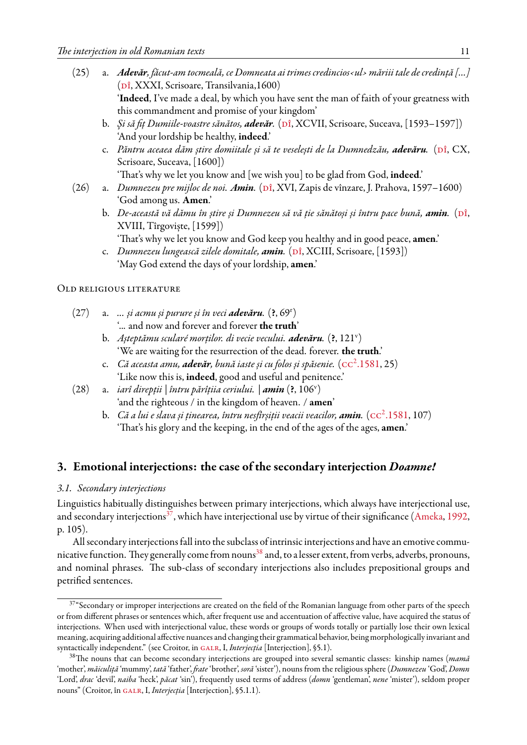(25) a. ***Adevăr**, făcut-am tocmeală, ce Domneata ai trimes credincios<ul> măriii tale de credință [...]* (DÎ, XXXI, Scrisoare, Transilvania,1600)
'**Indeed**, I've made a deal, by which you have sent the man of faith of your greatness with this commandment and promise of your kingdom'

b. *Şi să fiț Dumiile-voastre sănătos, **adevăr**.* (DÎ, XCVII, Scrisoare, Suceava, [1593–1597])
'And your lordship be healthy, **indeed**.'

c. *Păntru aceaea dăm știre domiitale și să te veselești de la Dumnedzău, **adevăru**.* (DÎ, CX, Scrisoare, Suceava, [1600])
'That's why we let you know and [we wish you] to be glad from God, **indeed**.'

(26) a. *Dumnezeu pre mijloc de noi. **Amin**.* (DÎ, XVI, Zapis de vînzare, J. Prahova, 1597–1600)
'God among us. **Amen**.'

b. *De-această vă dămu în știre și Dumnezeu să vă ție sănătoși și întru pace bună, **amin**.* (DÎ, XVIII, Tîrgoviște, [1599])
'That's why we let you know and God keep you healthy and in good peace, **amen**.'

c. *Dumnezeu lungească zilele domitale, **amin**.* (DÎ, XCIII, Scrisoare, [1593])
'May God extend the days of your lordship, **amen**.'

Old religious literature

(27) a. *... și acmu și pururе și în veci **adevăru**.* (**?**, 69ʳ)
'... and now and forever and forever **the truth**'

b. *Aşteptămu sculаré morților. di vecie vecului. **adevăru**.* (**?**, 121ᵛ)
'We are waiting for the resurrection of the dead. forever. **the truth**.'

c. *Că aceasta amu, **adevăr**, bună iaste și cu folos și spăsenie.* (CC².1581, 25)
'Like now this is, **indeed**, good and useful and penitence.'

(28) a. *iarî direpții | întru părîțiia ceriului. | **amin*** (**?**, 106ᵛ)
'and the righteous / in the kingdom of heaven. / **amen**'

b. *Că a lui e slava și ținearea, întru nesfîrșiții veacii veacilor, **amin**.* (CC².1581, 107)
'That's his glory and the keeping, in the end of the ages of the ages, **amen**.'

## 3. Emotional interjections: the case of the secondary interjection *Doamne!*

### 3.1. *Secondary interjections*

Linguistics habitually distinguishes between primary interjections, which always have interjectional use, and secondary interjections[37], which have interjectional use by virtue of their significance (Ameka, 1992, p. 105).

All secondary interjections fall into the subclass of intrinsic interjections and have an emotive communicative function. They generally come from nouns[38] and, to a lesser extent, from verbs, adverbs, pronouns, and nominal phrases. The sub-class of secondary interjections also includes prepositional groups and petrified sentences.

---

[37] "Secondary or improper interjections are created on the field of the Romanian language from other parts of the speech or from different phrases or sentences which, after frequent use and accentuation of affective value, have acquired the status of interjections. When used with interjectional value, these words or groups of words totally or partially lose their own lexical meaning, acquiring additional affective nuances and changing their grammatical behavior, being morphologically invariant and syntactically independent." (see Croitor, in GALR, I, *Interjecția* [Interjection], §5.1).

[38] The nouns that can become secondary interjections are grouped into several semantic classes: kinship names (*mamă* 'mother', *măiculiță* 'mummy', *tată* 'father', *frate* 'brother', *soră* 'sister'), nouns from the religious sphere (*Dumnezeu* 'God', *Domn* 'Lord', *drac* 'devil', *naiba* 'heck', *păcat* 'sin'), frequently used terms of address (*domn* 'gentleman', *nene* 'mister'), seldom proper nouns" (Croitor, în GALR, I, *Interjecția* [Interjection], §5.1.1).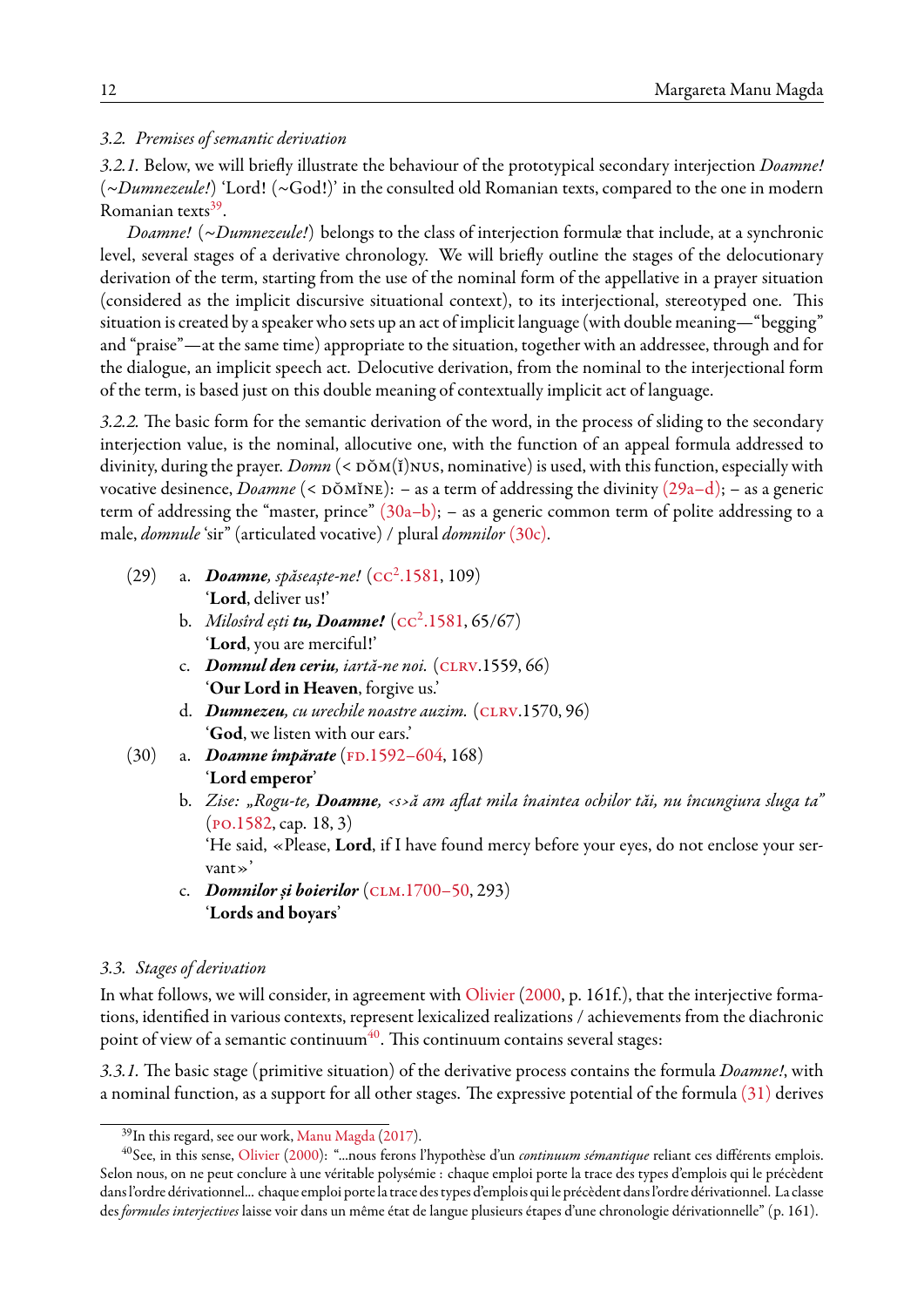### *3.2. Premises of semantic derivation*

*3.2.1.* Below, we will briefly illustrate the behaviour of the prototypical secondary interjection *Doamne!* (~*Dumnezeule!*) 'Lord! (~God!)' in the consulted old Romanian texts, compared to the one in modern Romanian texts[39].

*Doamne!* (~*Dumnezeule!*) belongs to the class of interjection formulæ that include, at a synchronic level, several stages of a derivative chronology. We will briefly outline the stages of the delocutionary derivation of the term, starting from the use of the nominal form of the appellative in a prayer situation (considered as the implicit discursive situational context), to its interjectional, stereotyped one. This situation is created by a speaker who sets up an act of implicit language (with double meaning—"begging" and "praise"—at the same time) appropriate to the situation, together with an addressee, through and for the dialogue, an implicit speech act. Delocutive derivation, from the nominal to the interjectional form of the term, is based just on this double meaning of contextually implicit act of language.

*3.2.2.* The basic form for the semantic derivation of the word, in the process of sliding to the secondary interjection value, is the nominal, allocutive one, with the function of an appeal formula addressed to divinity, during the prayer. *Domn* (< DŎM(Ĭ)NUS, nominative) is used, with this function, especially with vocative desinence, *Doamne* (< DŎMĬNE): – as a term of addressing the divinity (29a–d); – as a generic term of addressing the "master, prince" (30a–b); – as a generic common term of polite addressing to a male, *domnule* 'sir" (articulated vocative) / plural *domnilor* (30c).

(29) a. ***Doamne**, spăsește-ne!* (CC².1581, 109)
'**Lord**, deliver us!'

b. *Milosîrd ești **tu, Doamne!*** (CC².1581, 65/67)
'**Lord**, you are merciful!'

c. ***Domnul den ceriu**, iartă-ne noi.* (CLRV.1559, 66)
'**Our Lord in Heaven**, forgive us.'

d. ***Dumnezeu**, cu urechile noastre auzim.* (CLRV.1570, 96)
'**God**, we listen with our ears.'

(30) a. ***Doamne împărate*** (FD.1592–604, 168)
'**Lord emperor**'

b. *Zise: „Rogu-te, **Doamne**, <s>ă am aflat mila înaintea ochilor tăi, nu încungiura sluga ta"* (PO.1582, cap. 18, 3)
'He said, «Please, **Lord**, if I have found mercy before your eyes, do not enclose your servant»'

c. ***Domnilor și boierilor*** (CLM.1700–50, 293)
'**Lords and boyars**'

### *3.3. Stages of derivation*

In what follows, we will consider, in agreement with Olivier (2000, p. 161f.), that the interjective formations, identified in various contexts, represent lexicalized realizations / achievements from the diachronic point of view of a semantic continuum[40]. This continuum contains several stages:

*3.3.1.* The basic stage (primitive situation) of the derivative process contains the formula *Doamne!*, with a nominal function, as a support for all other stages. The expressive potential of the formula (31) derives

---

[39] In this regard, see our work, Manu Magda (2017).

[40] See, in this sense, Olivier (2000): "...nous ferons l'hypothèse d'un *continuum sémantique* reliant ces différents emplois. Selon nous, on ne peut conclure à une véritable polysémie : chaque emploi porte la trace des types d'emplois qui le précèdent dans l'ordre dérivationnel... chaque emploi porte la trace des types d'emplois qui le précèdent dans l'ordre dérivationnel. La classe des *formules interjectives* laisse voir dans un même état de langue plusieurs étapes d'une chronologie dérivationnelle" (p. 161).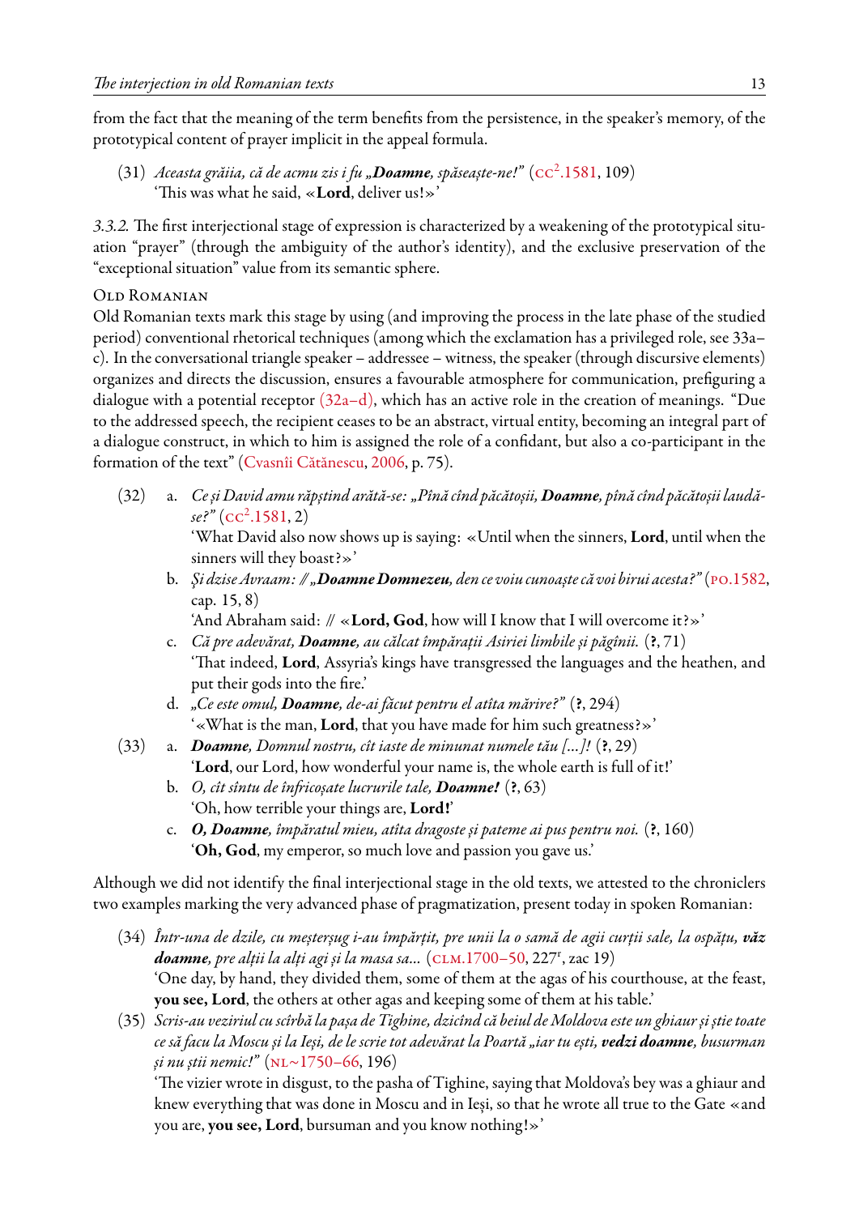from the fact that the meaning of the term benefits from the persistence, in the speaker's memory, of the prototypical content of prayer implicit in the appeal formula.

(31) *Aceasta grăiia, că de acmu zis i fu „**Doamne**, spăsează-ne!”* (CC².1581, 109)
'This was what he said, «**Lord**, deliver us!»'

*3.3.2.* The first interjectional stage of expression is characterized by a weakening of the prototypical situation “prayer” (through the ambiguity of the author's identity), and the exclusive preservation of the “exceptional situation” value from its semantic sphere.

Old Romanian

Old Romanian texts mark this stage by using (and improving the process in the late phase of the studied period) conventional rhetorical techniques (among which the exclamation has a privileged role, see 33a–c). In the conversational triangle speaker – addressee – witness, the speaker (through discursive elements) organizes and directs the discussion, ensures a favourable atmosphere for communication, prefiguring a dialogue with a potential receptor (32a–d), which has an active role in the creation of meanings. “Due to the addressed speech, the recipient ceases to be an abstract, virtual entity, becoming an integral part of a dialogue construct, in which to him is assigned the role of a confidant, but also a co-participant in the formation of the text” (Cvasnîi Cătănescu, 2006, p. 75).

(32) a. *Ce și David amu răpștind arătă-se: „Pînă cînd păcătoșii, **Doamne**, pînă cînd păcătoșii laudă-se?”* (CC².1581, 2)
'What David also now shows up is saying: «Until when the sinners, **Lord**, until when the sinners will they boast?»'

b. *Și dzise Avraam: // „**Doamne Domnezeu**, den ce voiu cunoaște că voi birui acesta?”* (PO.1582, cap. 15, 8)
'And Abraham said: // «**Lord, God**, how will I know that I will overcome it?»'

c. *Că pre adevărat, **Doamne**, au călcat împărații Asiriei limbile și păgînii.* (?, 71)
'That indeed, **Lord**, Assyria's kings have transgressed the languages and the heathen, and put their gods into the fire.'

d. *„Ce este omul, **Doamne**, de-ai făcut pentru el atîta mărire?”* (?, 294)
'«What is the man, **Lord**, that you have made for him such greatness?»'

(33) a. ***Doamne**, Domnul nostru, cît iaste de minunat numele tău [...]!* (?, 29)
'**Lord**, our Lord, how wonderful your name is, the whole earth is full of it!'

b. *O, cît sîntu de înfricoșate lucrurile tale, **Doamne!*** (?, 63)
'Oh, how terrible your things are, **Lord!**'

c. ***O, Doamne**, împăratul mieu, atîta dragoste și pateme ai pus pentru noi.* (?, 160)
'**Oh, God**, my emperor, so much love and passion you gave us.'

Although we did not identify the final interjectional stage in the old texts, we attested to the chroniclers two examples marking the very advanced phase of pragmatization, present today in spoken Romanian:

(34) *Într-una de zile, cu meșterșug i-au împărțit, pre unii la o samă de agii curții sale, la ospățu, **văz doamne**, pre alții la alți agi și la masa sa...* (CLM.1700–50, 227r, zac 19)
'One day, by hand, they divided them, some of them at the agas of his courthouse, at the feast, **you see, Lord**, the others at other agas and keeping some of them at his table.'

(35) *Scris-au veziriul cu scîrbă la pașa de Tighine, dzicînd că beiul de Moldova este un ghiaur și știe toate ce să facu la Moscu și la Ieși, de le scrie tot adevărat la Poartă „iar tu ești, **vedzi doamne**, busurman și nu știi nemic!”* (NL~1750–66, 196)
'The vizier wrote in disgust, to the pasha of Tighine, saying that Moldova's bey was a ghiaur and knew everything that was done in Moscu and in Ieși, so that he wrote all true to the Gate «and you are, **you see, Lord**, bursuman and you know nothing!»'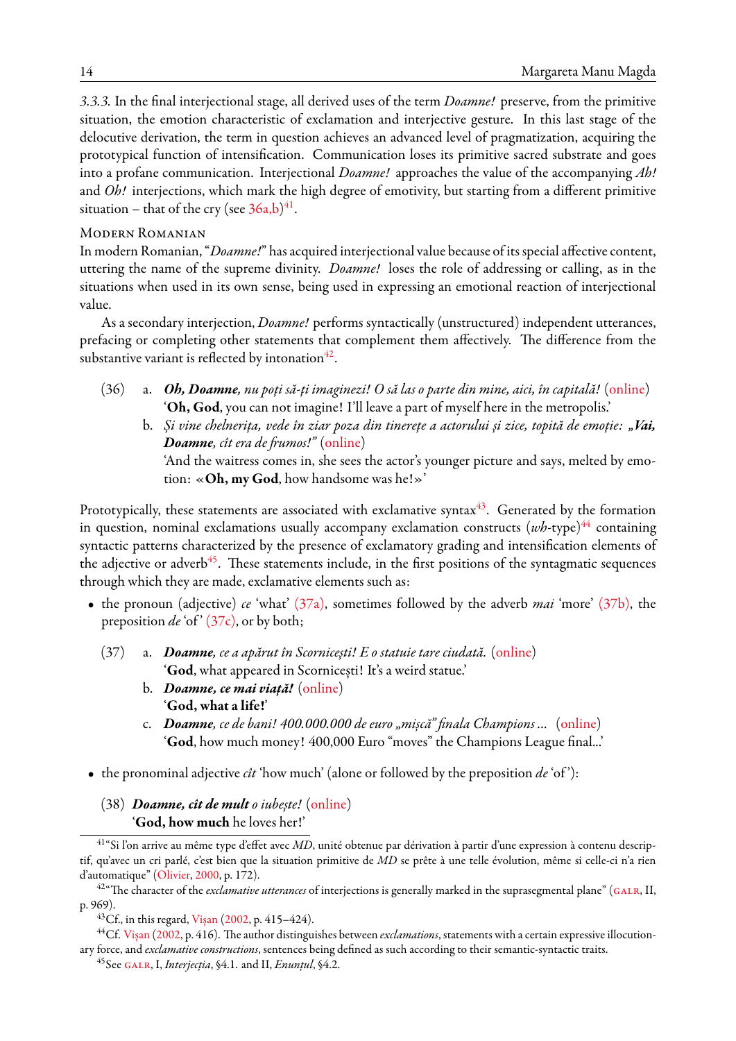*3.3.3.* In the final interjectional stage, all derived uses of the term *Doamne!* preserve, from the primitive situation, the emotion characteristic of exclamation and interjective gesture. In this last stage of the delocutive derivation, the term in question achieves an advanced level of pragmatization, acquiring the prototypical function of intensification. Communication loses its primitive sacred substrate and goes into a profane communication. Interjectional *Doamne!* approaches the value of the accompanying *Ah!* and *Oh!* interjections, which mark the high degree of emotivity, but starting from a different primitive situation – that of the cry (see 36a,b)[41].

## Modern Romanian

In modern Romanian, "*Doamne!*" has acquired interjectional value because of its special affective content, uttering the name of the supreme divinity. *Doamne!* loses the role of addressing or calling, as in the situations when used in its own sense, being used in expressing an emotional reaction of interjectional value.

As a secondary interjection, *Doamne!* performs syntactically (unstructured) independent utterances, prefacing or completing other statements that complement them affectively. The difference from the substantive variant is reflected by intonation[42].

(36) a. ***Oh, Doamne**, nu poți să-ți imaginezi! O să las o parte din mine, aici, în capitală!* (online)
'**Oh, God**, you can not imagine! I'll leave a part of myself here in the metropolis.'

b. *Și vine chelnerița, vede în ziar poza din tinerețe a actorului și zice, topită de emoție: „**Vai, Doamne**, cît era de frumos!"* (online)
'And the waitress comes in, she sees the actor's younger picture and says, melted by emotion: «**Oh, my God**, how handsome was he!»'

Prototypically, these statements are associated with exclamative syntax[43]. Generated by the formation in question, nominal exclamations usually accompany exclamation constructs (*wh*-type)[44] containing syntactic patterns characterized by the presence of exclamatory grading and intensification elements of the adjective or adverb[45]. These statements include, in the first positions of the syntagmatic sequences through which they are made, exclamative elements such as:

- the pronoun (adjective) *ce* 'what' (37a), sometimes followed by the adverb *mai* 'more' (37b), the preposition *de* 'of' (37c), or by both;

(37) a. ***Doamne**, ce a apărut în Scornicești! E o statuie tare ciudată.* (online)
'**God**, what appeared in Scornicești! It's a weird statue.'

b. ***Doamne, ce mai viață!*** (online)
'**God, what a life!**'

c. ***Doamne**, ce de bani! 400.000.000 de euro „mișcă" finala Champions ...* (online)
'**God**, how much money! 400,000 Euro "moves" the Champions League final...'

- the pronominal adjective *cît* 'how much' (alone or followed by the preposition *de* 'of'):

(38) ***Doamne, cît de mult** o iubește!* (online)
'**God, how much** he loves her!'

---

[41] "Si l'on arrive au même type d'effet avec *MD*, unité obtenue par dérivation à partir d'une expression à contenu descriptif, qu'avec un cri parlé, c'est bien que la situation primitive de *MD* se prête à une telle évolution, même si celle-ci n'a rien d'automatique" (Olivier, 2000, p. 172).

[42] "The character of the *exclamative utterances* of interjections is generally marked in the suprasegmental plane" (GALR, II, p. 969).

[43] Cf., in this regard, Vișan (2002, p. 415–424).

[44] Cf. Vișan (2002, p. 416). The author distinguishes between *exclamations*, statements with a certain expressive illocutionary force, and *exclamative constructions*, sentences being defined as such according to their semantic-syntactic traits.

[45] See GALR, I, *Interjecția*, §4.1. and II, *Enunțul*, §4.2.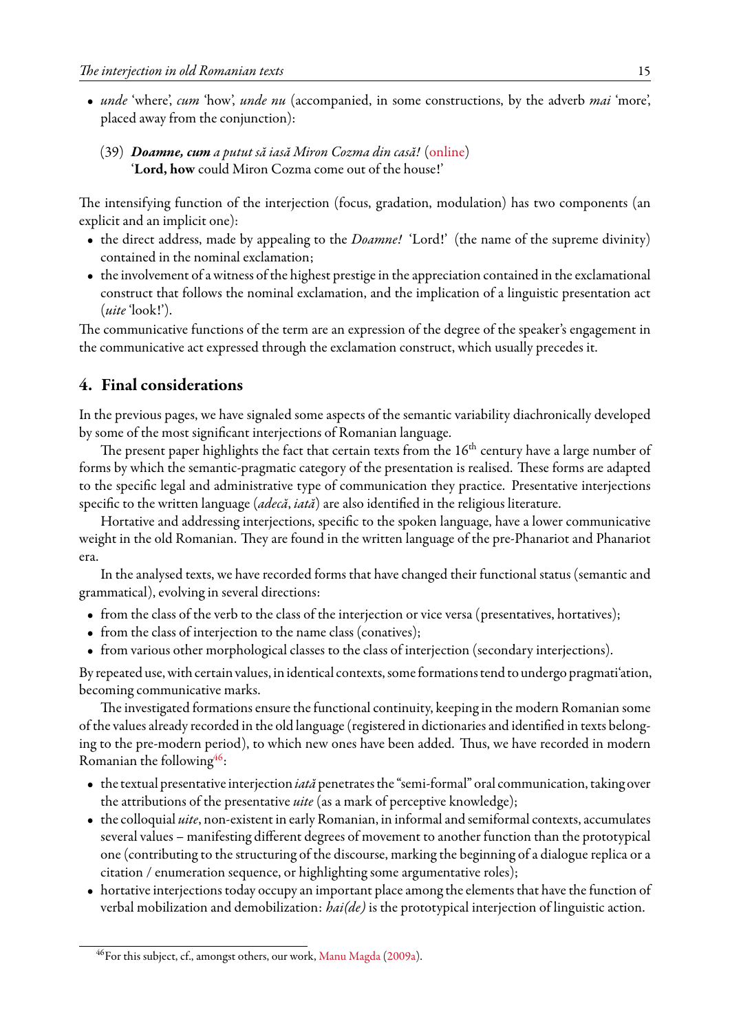- *unde* 'where', *cum* 'how', *unde nu* (accompanied, in some constructions, by the adverb *mai* 'more', placed away from the conjunction):

(39) ***Doamne, cum*** *a putut să iasă Miron Cozma din casă!* (online)
'**Lord, how** could Miron Cozma come out of the house!'

The intensifying function of the interjection (focus, gradation, modulation) has two components (an explicit and an implicit one):

- the direct address, made by appealing to the *Doamne!* 'Lord!' (the name of the supreme divinity) contained in the nominal exclamation;
- the involvement of a witness of the highest prestige in the appreciation contained in the exclamational construct that follows the nominal exclamation, and the implication of a linguistic presentation act (*uite* 'look!').

The communicative functions of the term are an expression of the degree of the speaker's engagement in the communicative act expressed through the exclamation construct, which usually precedes it.

## 4. Final considerations

In the previous pages, we have signaled some aspects of the semantic variability diachronically developed by some of the most significant interjections of Romanian language.

The present paper highlights the fact that certain texts from the 16th century have a large number of forms by which the semantic-pragmatic category of the presentation is realised. These forms are adapted to the specific legal and administrative type of communication they practice. Presentative interjections specific to the written language (*adecă*, *iată*) are also identified in the religious literature.

Hortative and addressing interjections, specific to the spoken language, have a lower communicative weight in the old Romanian. They are found in the written language of the pre-Phanariot and Phanariot era.

In the analysed texts, we have recorded forms that have changed their functional status (semantic and grammatical), evolving in several directions:

- from the class of the verb to the class of the interjection or vice versa (presentatives, hortatives);
- from the class of interjection to the name class (conatives);
- from various other morphological classes to the class of interjection (secondary interjections).

By repeated use, with certain values, in identical contexts, some formations tend to undergo pragmati'ation, becoming communicative marks.

The investigated formations ensure the functional continuity, keeping in the modern Romanian some of the values already recorded in the old language (registered in dictionaries and identified in texts belonging to the pre-modern period), to which new ones have been added. Thus, we have recorded in modern Romanian the following[46]:

- the textual presentative interjection *iată* penetrates the "semi-formal" oral communication, taking over the attributions of the presentative *uite* (as a mark of perceptive knowledge);
- the colloquial *uite*, non-existent in early Romanian, in informal and semiformal contexts, accumulates several values – manifesting different degrees of movement to another function than the prototypical one (contributing to the structuring of the discourse, marking the beginning of a dialogue replica or a citation / enumeration sequence, or highlighting some argumentative roles);
- hortative interjections today occupy an important place among the elements that have the function of verbal mobilization and demobilization: *hai(de)* is the prototypical interjection of linguistic action.

[46] For this subject, cf., amongst others, our work, Manu Magda (2009a).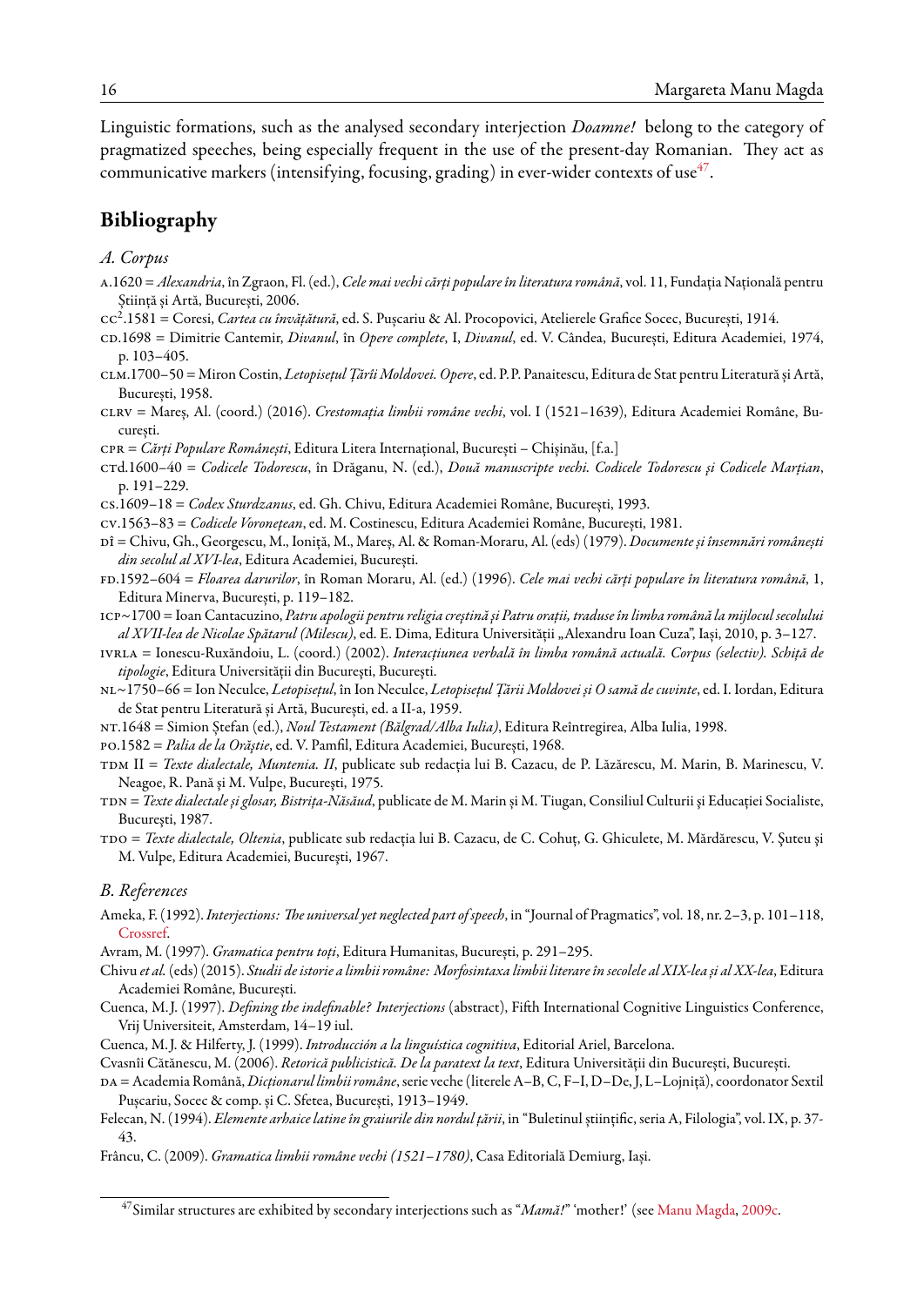Linguistic formations, such as the analysed secondary interjection *Doamne!* belong to the category of pragmatized speeches, being especially frequent in the use of the present-day Romanian. They act as communicative markers (intensifying, focusing, grading) in ever-wider contexts of use[47].

## Bibliography

### *A. Corpus*

A.1620 = *Alexandria*, în Zgraon, Fl. (ed.), *Cele mai vechi cărți populare în literatura română*, vol. 11, Fundația Națională pentru Știință și Artă, București, 2006.

CC$^2$.1581 = Coresi, *Cartea cu învățătură*, ed. S. Pușcariu & Al. Procopovici, Atelierele Grafice Socec, București, 1914.

CD.1698 = Dimitrie Cantemir, *Divanul*, în *Opere complete*, I, *Divanul*, ed. V. Cândea, București, Editura Academiei, 1974, p. 103–405.

CLM.1700–50 = Miron Costin, *Letopisețul Țării Moldovei. Opere*, ed. P. P. Panaitescu, Editura de Stat pentru Literatură și Artă, București, 1958.

CLRV = Mareș, Al. (coord.) (2016). *Crestomația limbii române vechi*, vol. I (1521–1639), Editura Academiei Române, București.

CPR = *Cărți Populare Românești*, Editura Litera Internațional, București – Chișinău, [f.a.]

CTd.1600–40 = *Codicele Todorescu*, în Drăganu, N. (ed.), *Două manuscripte vechi. Codicele Todorescu și Codicele Marțian*, p. 191–229.

CS.1609–18 = *Codex Sturdzanus*, ed. Gh. Chivu, Editura Academiei Române, București, 1993.

CV.1563–83 = *Codicele Voronețean*, ed. M. Costinescu, Editura Academiei Române, București, 1981.

DÎ = Chivu, Gh., Georgescu, M., Ioniță, M., Mareș, Al. & Roman-Moraru, Al. (eds) (1979). *Documente și însemnări românești din secolul al XVI-lea*, Editura Academiei, București.

FD.1592–604 = *Floarea darurilor*, în Roman Moraru, Al. (ed.) (1996). *Cele mai vechi cărți populare în literatura română*, 1, Editura Minerva, București, p. 119–182.

ICP~1700 = Ioan Cantacuzino, *Patru apologii pentru religia creștină și Patru orații, traduse în limba română la mijlocul secolului al XVII-lea de Nicolae Spătarul (Milescu)*, ed. E. Dima, Editura Universității „Alexandru Ioan Cuza", Iași, 2010, p. 3–127.

IVRLA = Ionescu-Ruxăndoiu, L. (coord.) (2002). *Interacțiunea verbală în limba română actuală. Corpus (selectiv). Schiță de tipologie*, Editura Universității din București, București.

NL~1750–66 = Ion Neculce, *Letopisețul*, în Ion Neculce, *Letopisețul Țării Moldovei și O samă de cuvinte*, ed. I. Iordan, Editura de Stat pentru Literatură și Artă, București, ed. a II-a, 1959.

NT.1648 = Simion Ștefan (ed.), *Noul Testament (Bălgrad/Alba Iulia)*, Editura Reîntregirea, Alba Iulia, 1998.

PO.1582 = *Palia de la Orăștie*, ed. V. Pamfil, Editura Academiei, București, 1968.

TDM II = *Texte dialectale, Muntenia. II*, publicate sub redacția lui B. Cazacu, de P. Lăzărescu, M. Marin, B. Marinescu, V. Neagoe, R. Pană și M. Vulpe, București, 1975.

TDN = *Texte dialectale și glosar, Bistrița-Năsăud*, publicate de M. Marin și M. Tiugan, Consiliul Culturii și Educației Socialiste, București, 1987.

TDO = *Texte dialectale, Oltenia*, publicate sub redacția lui B. Cazacu, de C. Cohuț, G. Ghiculete, M. Mărdărescu, V. Șuteu și M. Vulpe, Editura Academiei, București, 1967.

### *B. References*

Ameka, F. (1992). *Interjections: The universal yet neglected part of speech*, in "Journal of Pragmatics", vol. 18, nr. 2–3, p. 101–118, Crossref.

Avram, M. (1997). *Gramatica pentru toți*, Editura Humanitas, București, p. 291–295.

Chivu *et al.* (eds) (2015). *Studii de istorie a limbii române: Morfosintaxa limbii literare în secolele al XIX-lea și al XX-lea*, Editura Academiei Române, București.

Cuenca, M. J. (1997). *Defining the indefinable? Interjections* (abstract), Fifth International Cognitive Linguistics Conference, Vrij Universiteit, Amsterdam, 14–19 iul.

Cuenca, M. J. & Hilferty, J. (1999). *Introducción a la linguística cognitiva*, Editorial Ariel, Barcelona.

Cvasnîi Cătănescu, M. (2006). *Retorică publicistică. De la paratext la text*, Editura Universității din București, București.

DA = Academia Română, *Dicționarul limbii române*, serie veche (literele A–B, C, F–I, D–De, J, L–Lojniță), coordonator Sextil Pușcariu, Socec & comp. și C. Sfetea, București, 1913–1949.

Felecan, N. (1994). *Elemente arhaice latine în graiurile din nordul țării*, in "Buletinul științific, seria A, Filologia", vol. IX, p. 37-43.

Frâncu, C. (2009). *Gramatica limbii române vechi (1521–1780)*, Casa Editorială Demiurg, Iași.

---

[47] Similar structures are exhibited by secondary interjections such as "*Mamă!*" 'mother!' (see Manu Magda, 2009c.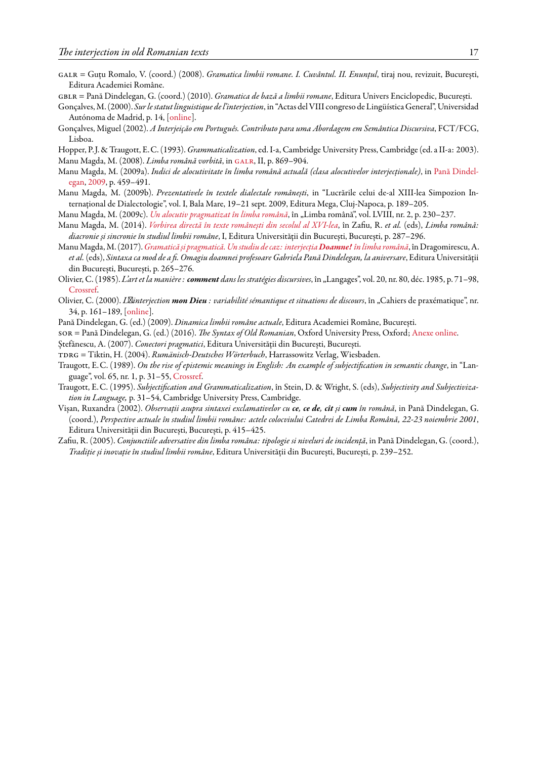GALR = Guțu Romalo, V. (coord.) (2008). *Gramatica limbii romane. I. Cuvântul. II. Enunțul*, tiraj nou, revizuit, București, Editura Academiei Române.

GBLR = Pană Dindelegan, G. (coord.) (2010). *Gramatica de bază a limbii romane*, Editura Univers Enciclopedic, București.

Gonçalves, M. (2000). *Sur le statut linguistique de l'interjection*, in "Actas del VIII congreso de Lingüística General", Universidad Autónoma de Madrid, p. 14, [online].

Gonçalves, Miguel (2002). *A Interjeição em Português. Contributo para uma Abordagem em Semântica Discursiva*, FCT/FCG, Lisboa.

Hopper, P.J. & Traugott, E.C. (1993). *Grammaticalization*, ed. I-a, Cambridge University Press, Cambridge (ed. a II-a: 2003).

Manu Magda, M. (2008). *Limba română vorbită*, in GALR, II, p. 869–904.

Manu Magda, M. (2009a). *Indici de alocutivitate în limba română actuală (clasa alocutivelor interjecționale)*, in Pană Dindelegan, 2009, p. 459–491.

Manu Magda, M. (2009b). *Prezentativele în textele dialectale românești*, in "Lucrările celui de-al XIII-lea Simpozion Internațional de Dialectologie", vol. I, Bala Mare, 19–21 sept. 2009, Editura Mega, Cluj-Napoca, p. 189–205.

Manu Magda, M. (2009c). *Un alocutiv pragmatizat în limba română*, în „Limba română", vol. LVIII, nr. 2, p. 230–237.

Manu Magda, M. (2014). *Vorbirea directă în texte românești din secolul al XVI-lea*, în Zafiu, R. *et al.* (eds), *Limba română: diacronie și sincronie în studiul limbii române*, I, Editura Universității din București, București, p. 287–296.

Manu Magda, M. (2017). *Gramatică și pragmatică. Un studiu de caz: interjecția* ***Doamne!*** *în limba română*, în Dragomirescu, A. *et al.* (eds), *Sintaxa ca mod de a fi. Omagiu doamnei profesoare Gabriela Pană Dindelegan, la aniversare*, Editura Universității din București, București, p. 265–276.

Olivier, C. (1985). *L'art et la manière :* ***comment*** *dans les stratégies discursives*, în „Langages", vol. 20, nr. 80, déc. 1985, p. 71–98, Crossref.

Olivier, C. (2000). *L'interjection* ***mon Dieu*** *: variabilité sémantique et situations de discours*, în „Cahiers de praxématique", nr. 34, p. 161–189, [online].

Pană Dindelegan, G. (ed.) (2009). *Dinamica limbii române actuale*, Editura Academiei Române, București.

SOR = Pană Dindelegan, G. (ed.) (2016). *The Syntax of Old Romanian*, Oxford University Press, Oxford; Anexe online.

Ștefănescu, A. (2007). *Conectori pragmatici*, Editura Universității din București, București.

TDRG = Tiktin, H. (2004). *Rumänisch-Deutsches Wörterbuch*, Harrassowitz Verlag, Wiesbaden.

Traugott, E.C. (1989). *On the rise of epistemic meanings in English: An example of subjectification in semantic change*, in "Language", vol. 65, nr. 1, p. 31–55, Crossref.

Traugott, E.C. (1995). *Subjectification and Grammaticalization*, în Stein, D. & Wright, S. (eds), *Subjectivity and Subjectivization in Language,* p. 31–54, Cambridge University Press, Cambridge.

Vișan, Ruxandra (2002). *Observații asupra sintaxei exclamativelor cu* ***ce, ce de, cît*** *și* ***cum*** *în română*, in Pană Dindelegan, G. (coord.), *Perspective actuale în studiul limbii române: actele colocviului Catedrei de Limba Română, 22-23 noiembrie 2001*, Editura Universității din București, București, p. 415–425.

Zafiu, R. (2005). *Conjunctiile adversative din limba româna: tipologie si niveluri de incidență*, in Pană Dindelegan, G. (coord.), *Tradiție și inovație în studiul limbii române*, Editura Universității din București, București, p. 239–252.